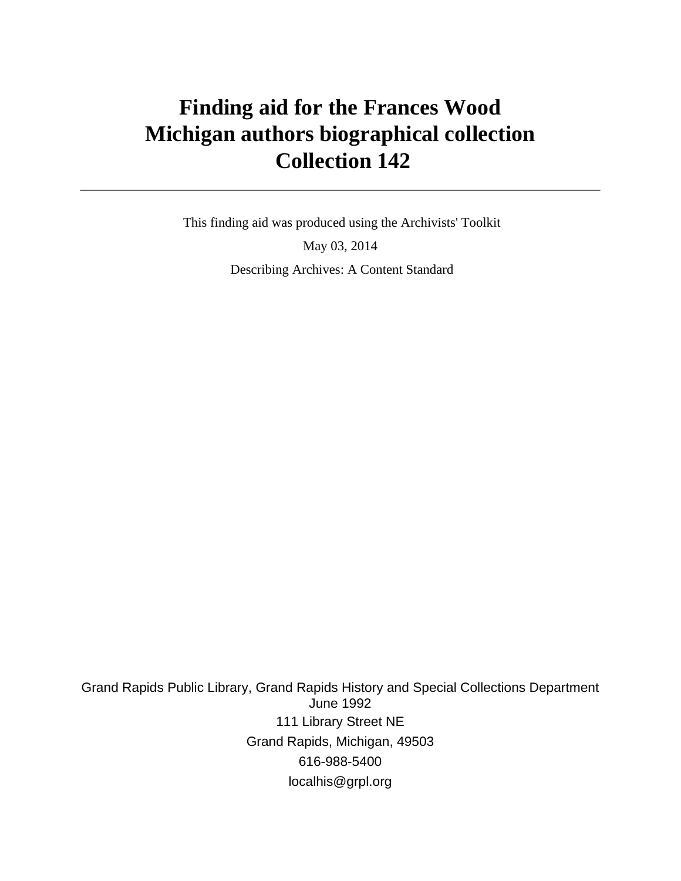# Finding aid for the Frances Wood Michigan authors biographical collection Collection 142

---

This finding aid was produced using the Archivists' Toolkit

May 03, 2014

Describing Archives: A Content Standard

Grand Rapids Public Library, Grand Rapids History and Special Collections Department
June 1992
111 Library Street NE
Grand Rapids, Michigan, 49503
616-988-5400
localhis@grpl.org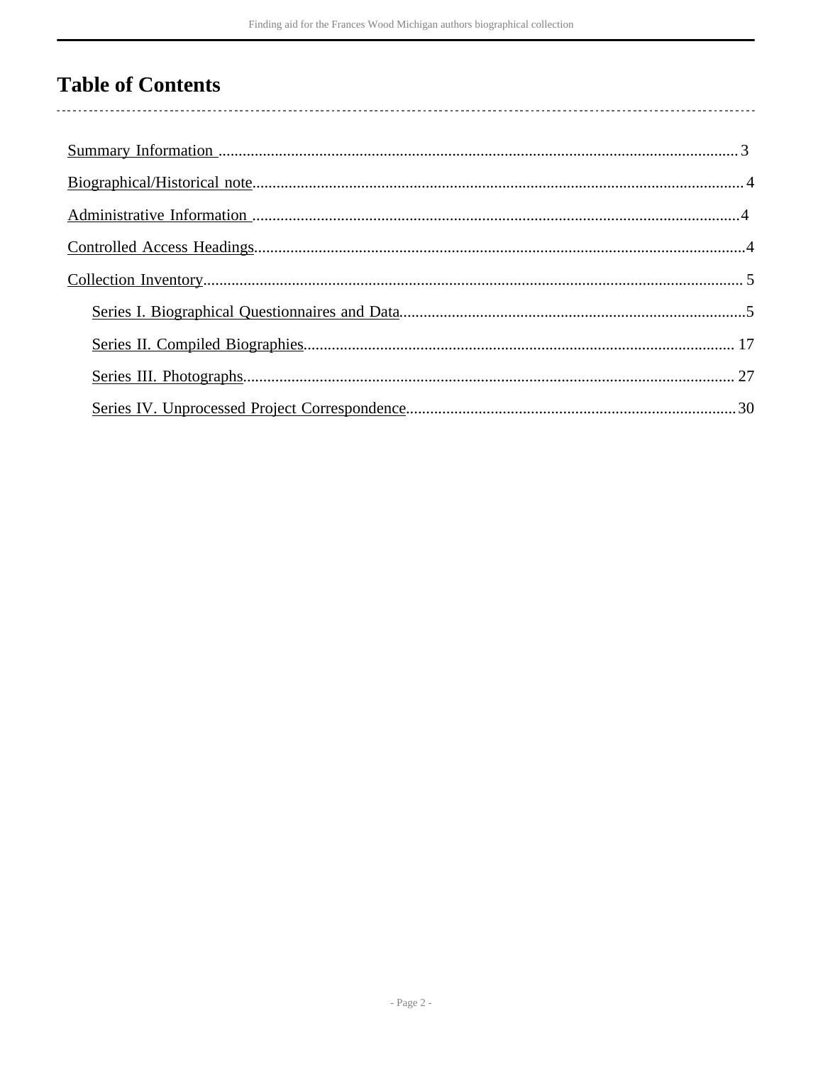# Table of Contents

Summary Information ...................................................................................................................... 3

Biographical/Historical note............................................................................................................ 4

Administrative Information ............................................................................................................ 4

Controlled Access Headings............................................................................................................ 4

Collection Inventory......................................................................................................................... 5

- Series I. Biographical Questionnaires and Data.......................................................................5
- Series II. Compiled Biographies........................................................................................... 17
- Series III. Photographs.......................................................................................................... 27
- Series IV. Unprocessed Project Correspondence..................................................................30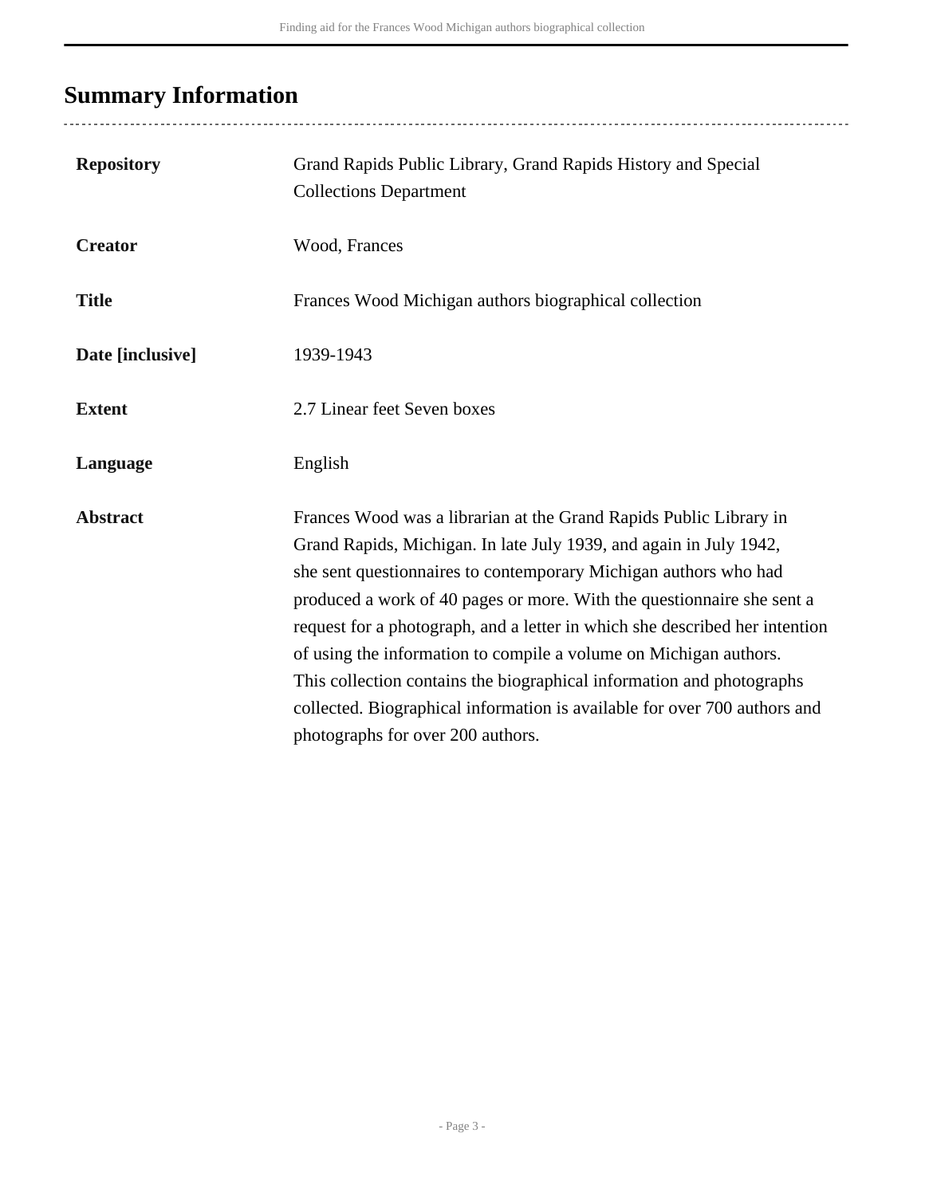## Summary Information

| | |
|---|---|
| **Repository** | Grand Rapids Public Library, Grand Rapids History and Special Collections Department |
| **Creator** | Wood, Frances |
| **Title** | Frances Wood Michigan authors biographical collection |
| **Date [inclusive]** | 1939-1943 |
| **Extent** | 2.7 Linear feet Seven boxes |
| **Language** | English |
| **Abstract** | Frances Wood was a librarian at the Grand Rapids Public Library in Grand Rapids, Michigan. In late July 1939, and again in July 1942, she sent questionnaires to contemporary Michigan authors who had produced a work of 40 pages or more. With the questionnaire she sent a request for a photograph, and a letter in which she described her intention of using the information to compile a volume on Michigan authors. This collection contains the biographical information and photographs collected. Biographical information is available for over 700 authors and photographs for over 200 authors. |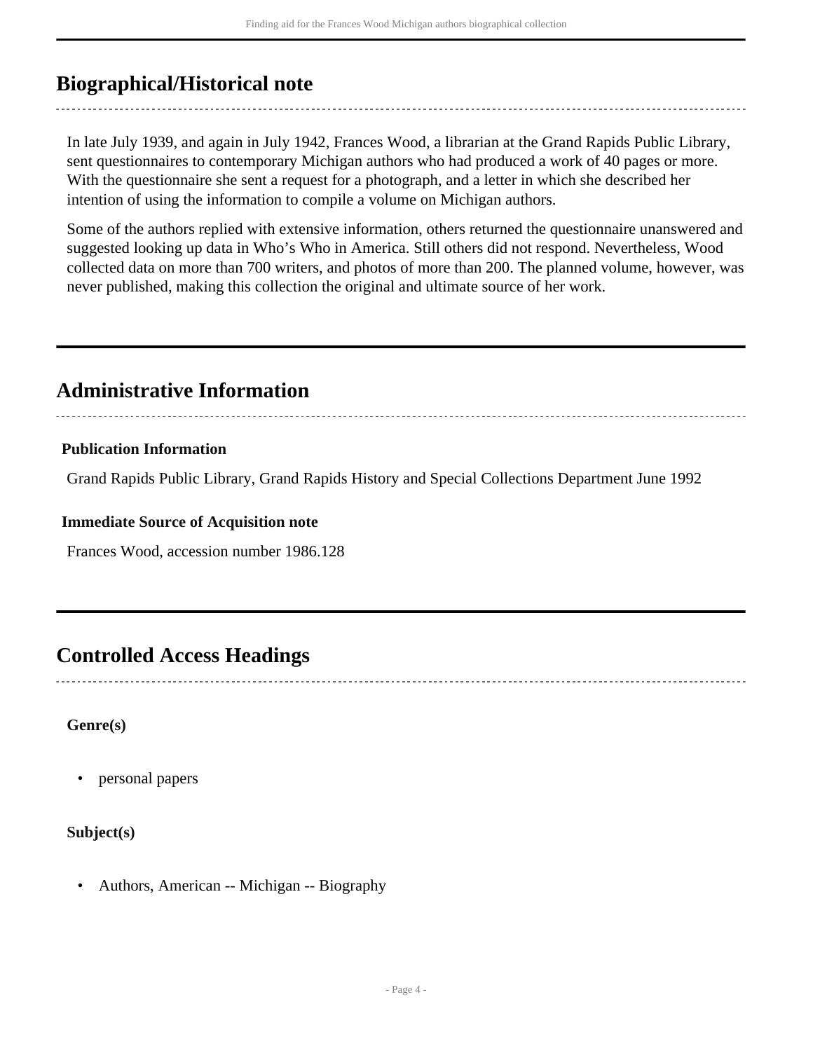## Biographical/Historical note

In late July 1939, and again in July 1942, Frances Wood, a librarian at the Grand Rapids Public Library, sent questionnaires to contemporary Michigan authors who had produced a work of 40 pages or more. With the questionnaire she sent a request for a photograph, and a letter in which she described her intention of using the information to compile a volume on Michigan authors.

Some of the authors replied with extensive information, others returned the questionnaire unanswered and suggested looking up data in Who's Who in America. Still others did not respond. Nevertheless, Wood collected data on more than 700 writers, and photos of more than 200. The planned volume, however, was never published, making this collection the original and ultimate source of her work.

## Administrative Information

#### Publication Information

Grand Rapids Public Library, Grand Rapids History and Special Collections Department June 1992

#### Immediate Source of Acquisition note

Frances Wood, accession number 1986.128

## Controlled Access Headings

**Genre(s)**

- personal papers

**Subject(s)**

- Authors, American -- Michigan -- Biography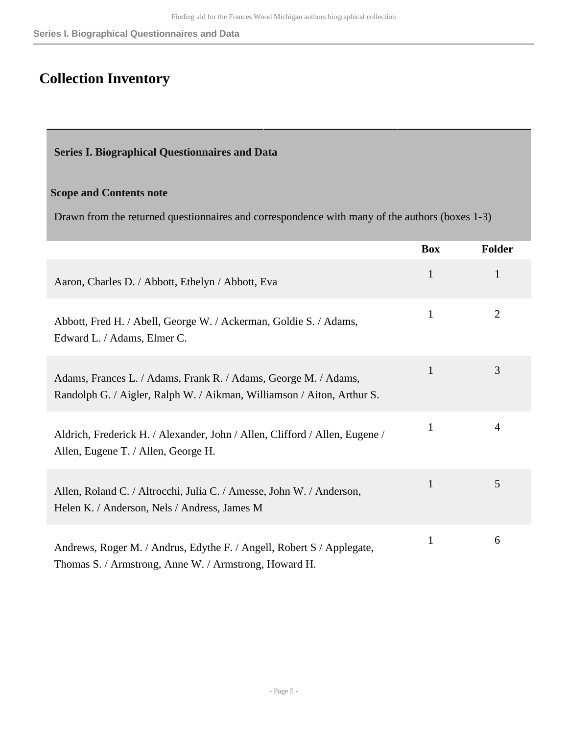# Collection Inventory

### Series I. Biographical Questionnaires and Data

**Scope and Contents note**

Drawn from the returned questionnaires and correspondence with many of the authors (boxes 1-3)

| | Box | Folder |
|---|---|---|
| Aaron, Charles D. / Abbott, Ethelyn / Abbott, Eva | 1 | 1 |
| Abbott, Fred H. / Abell, George W. / Ackerman, Goldie S. / Adams, Edward L. / Adams, Elmer C. | 1 | 2 |
| Adams, Frances L. / Adams, Frank R. / Adams, George M. / Adams, Randolph G. / Aigler, Ralph W. / Aikman, Williamson / Aiton, Arthur S. | 1 | 3 |
| Aldrich, Frederick H. / Alexander, John / Allen, Clifford / Allen, Eugene / Allen, Eugene T. / Allen, George H. | 1 | 4 |
| Allen, Roland C. / Altrocchi, Julia C. / Amesse, John W. / Anderson, Helen K. / Anderson, Nels / Andress, James M | 1 | 5 |
| Andrews, Roger M. / Andrus, Edythe F. / Angell, Robert S / Applegate, Thomas S. / Armstrong, Anne W. / Armstrong, Howard H. | 1 | 6 |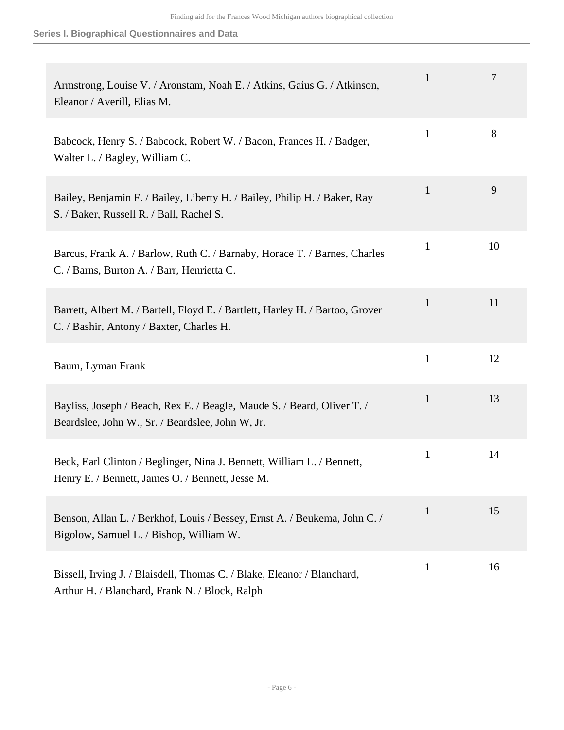| | | |
|---|---|---|
| Armstrong, Louise V. / Aronstam, Noah E. / Atkins, Gaius G. / Atkinson, Eleanor / Averill, Elias M. | 1 | 7 |
| Babcock, Henry S. / Babcock, Robert W. / Bacon, Frances H. / Badger, Walter L. / Bagley, William C. | 1 | 8 |
| Bailey, Benjamin F. / Bailey, Liberty H. / Bailey, Philip H. / Baker, Ray S. / Baker, Russell R. / Ball, Rachel S. | 1 | 9 |
| Barcus, Frank A. / Barlow, Ruth C. / Barnaby, Horace T. / Barnes, Charles C. / Barns, Burton A. / Barr, Henrietta C. | 1 | 10 |
| Barrett, Albert M. / Bartell, Floyd E. / Bartlett, Harley H. / Bartoo, Grover C. / Bashir, Antony / Baxter, Charles H. | 1 | 11 |
| Baum, Lyman Frank | 1 | 12 |
| Bayliss, Joseph / Beach, Rex E. / Beagle, Maude S. / Beard, Oliver T. / Beardslee, John W., Sr. / Beardslee, John W, Jr. | 1 | 13 |
| Beck, Earl Clinton / Beglinger, Nina J. Bennett, William L. / Bennett, Henry E. / Bennett, James O. / Bennett, Jesse M. | 1 | 14 |
| Benson, Allan L. / Berkhof, Louis / Bessey, Ernst A. / Beukema, John C. / Bigolow, Samuel L. / Bishop, William W. | 1 | 15 |
| Bissell, Irving J. / Blaisdell, Thomas C. / Blake, Eleanor / Blanchard, Arthur H. / Blanchard, Frank N. / Block, Ralph | 1 | 16 |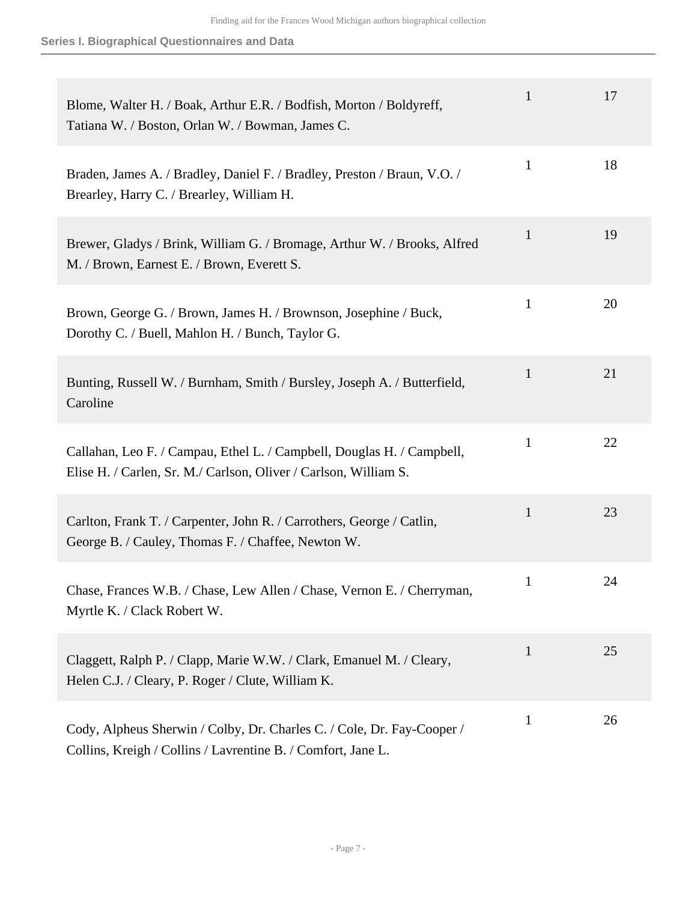## Series I. Biographical Questionnaires and Data

| | | |
|---|---|---|
| Blome, Walter H. / Boak, Arthur E.R. / Bodfish, Morton / Boldyreff, Tatiana W. / Boston, Orlan W. / Bowman, James C. | 1 | 17 |
| Braden, James A. / Bradley, Daniel F. / Bradley, Preston / Braun, V.O. / Brearley, Harry C. / Brearley, William H. | 1 | 18 |
| Brewer, Gladys / Brink, William G. / Bromage, Arthur W. / Brooks, Alfred M. / Brown, Earnest E. / Brown, Everett S. | 1 | 19 |
| Brown, George G. / Brown, James H. / Brownson, Josephine / Buck, Dorothy C. / Buell, Mahlon H. / Bunch, Taylor G. | 1 | 20 |
| Bunting, Russell W. / Burnham, Smith / Bursley, Joseph A. / Butterfield, Caroline | 1 | 21 |
| Callahan, Leo F. / Campau, Ethel L. / Campbell, Douglas H. / Campbell, Elise H. / Carlen, Sr. M./ Carlson, Oliver / Carlson, William S. | 1 | 22 |
| Carlton, Frank T. / Carpenter, John R. / Carrothers, George / Catlin, George B. / Cauley, Thomas F. / Chaffee, Newton W. | 1 | 23 |
| Chase, Frances W.B. / Chase, Lew Allen / Chase, Vernon E. / Cherryman, Myrtle K. / Clack Robert W. | 1 | 24 |
| Claggett, Ralph P. / Clapp, Marie W.W. / Clark, Emanuel M. / Cleary, Helen C.J. / Cleary, P. Roger / Clute, William K. | 1 | 25 |
| Cody, Alpheus Sherwin / Colby, Dr. Charles C. / Cole, Dr. Fay-Cooper / Collins, Kreigh / Collins / Lavrentine B. / Comfort, Jane L. | 1 | 26 |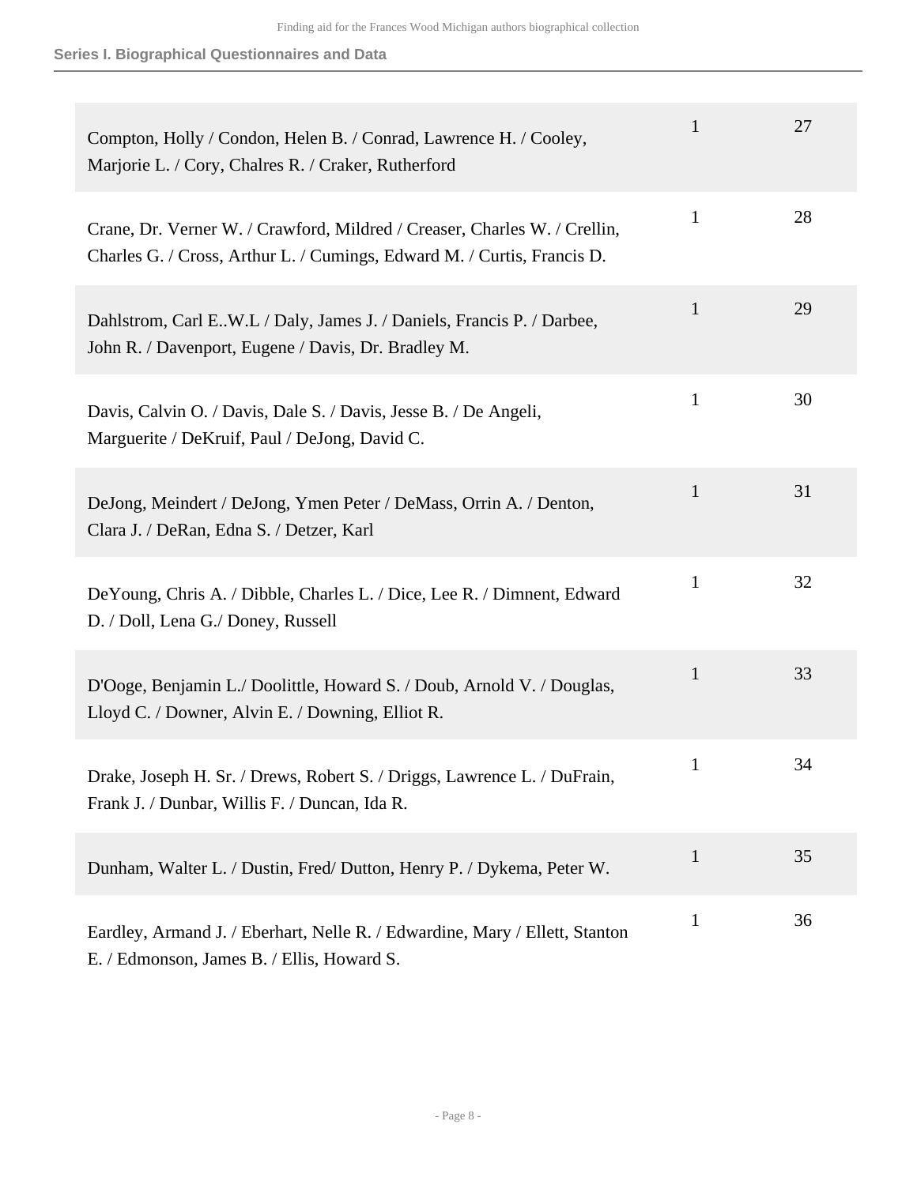**Series I. Biographical Questionnaires and Data**

| | | |
|---|---|---|
| Compton, Holly / Condon, Helen B. / Conrad, Lawrence H. / Cooley, Marjorie L. / Cory, Chalres R. / Craker, Rutherford | 1 | 27 |
| Crane, Dr. Verner W. / Crawford, Mildred / Creaser, Charles W. / Crellin, Charles G. / Cross, Arthur L. / Cumings, Edward M. / Curtis, Francis D. | 1 | 28 |
| Dahlstrom, Carl E..W.L / Daly, James J. / Daniels, Francis P. / Darbee, John R. / Davenport, Eugene / Davis, Dr. Bradley M. | 1 | 29 |
| Davis, Calvin O. / Davis, Dale S. / Davis, Jesse B. / De Angeli, Marguerite / DeKruif, Paul / DeJong, David C. | 1 | 30 |
| DeJong, Meindert / DeJong, Ymen Peter / DeMass, Orrin A. / Denton, Clara J. / DeRan, Edna S. / Detzer, Karl | 1 | 31 |
| DeYoung, Chris A. / Dibble, Charles L. / Dice, Lee R. / Dimnent, Edward D. / Doll, Lena G./ Doney, Russell | 1 | 32 |
| D'Ooge, Benjamin L./ Doolittle, Howard S. / Doub, Arnold V. / Douglas, Lloyd C. / Downer, Alvin E. / Downing, Elliot R. | 1 | 33 |
| Drake, Joseph H. Sr. / Drews, Robert S. / Driggs, Lawrence L. / DuFrain, Frank J. / Dunbar, Willis F. / Duncan, Ida R. | 1 | 34 |
| Dunham, Walter L. / Dustin, Fred/ Dutton, Henry P. / Dykema, Peter W. | 1 | 35 |
| Eardley, Armand J. / Eberhart, Nelle R. / Edwardine, Mary / Ellett, Stanton E. / Edmonson, James B. / Ellis, Howard S. | 1 | 36 |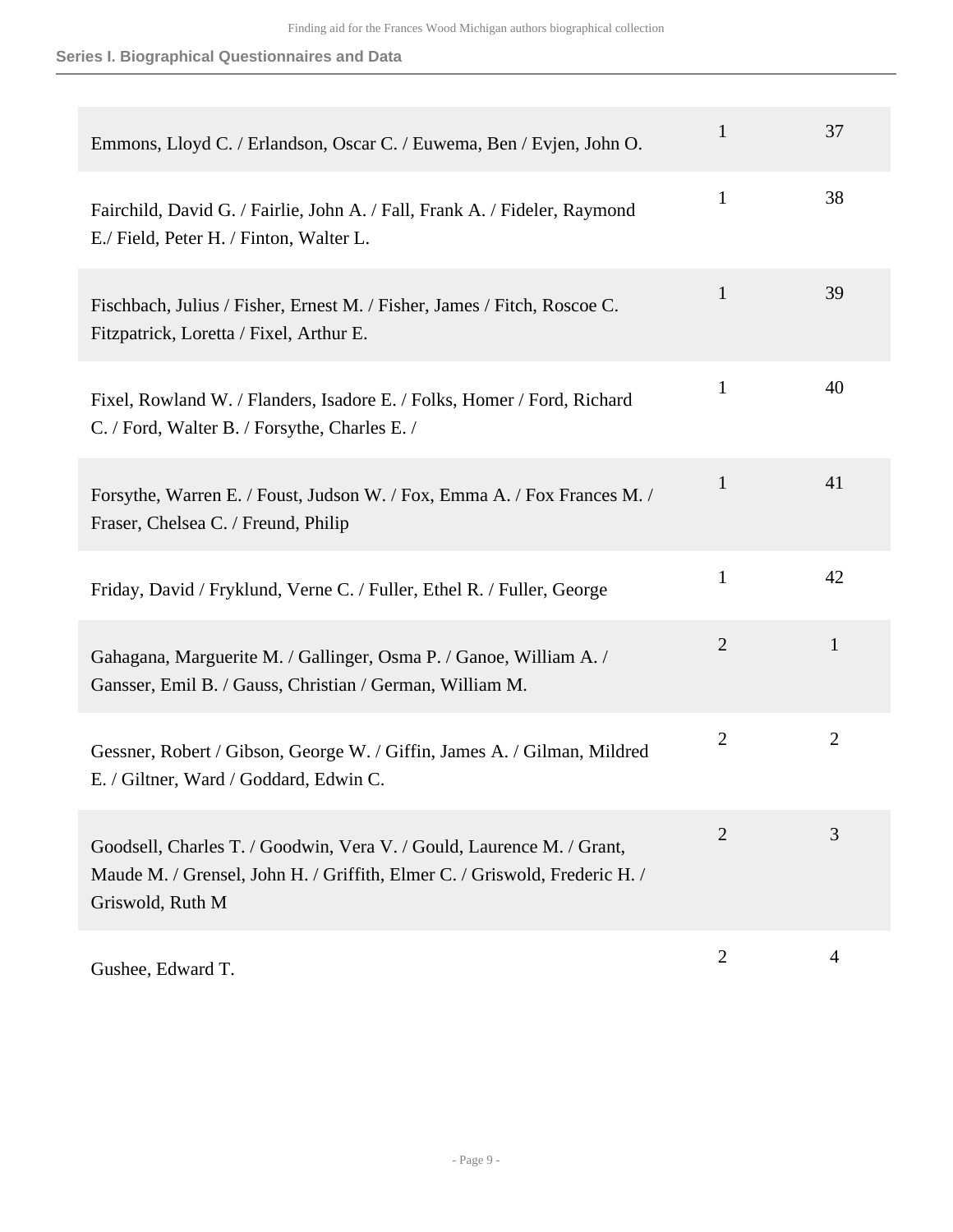| | | |
|---|---|---|
| Emmons, Lloyd C. / Erlandson, Oscar C. / Euwema, Ben / Evjen, John O. | 1 | 37 |
| Fairchild, David G. / Fairlie, John A. / Fall, Frank A. / Fideler, Raymond E./ Field, Peter H. / Finton, Walter L. | 1 | 38 |
| Fischbach, Julius / Fisher, Ernest M. / Fisher, James / Fitch, Roscoe C. Fitzpatrick, Loretta / Fixel, Arthur E. | 1 | 39 |
| Fixel, Rowland W. / Flanders, Isadore E. / Folks, Homer / Ford, Richard C. / Ford, Walter B. / Forsythe, Charles E. / | 1 | 40 |
| Forsythe, Warren E. / Foust, Judson W. / Fox, Emma A. / Fox Frances M. / Fraser, Chelsea C. / Freund, Philip | 1 | 41 |
| Friday, David / Fryklund, Verne C. / Fuller, Ethel R. / Fuller, George | 1 | 42 |
| Gahagana, Marguerite M. / Gallinger, Osma P. / Ganoe, William A. / Gansser, Emil B. / Gauss, Christian / German, William M. | 2 | 1 |
| Gessner, Robert / Gibson, George W. / Giffin, James A. / Gilman, Mildred E. / Giltner, Ward / Goddard, Edwin C. | 2 | 2 |
| Goodsell, Charles T. / Goodwin, Vera V. / Gould, Laurence M. / Grant, Maude M. / Grensel, John H. / Griffith, Elmer C. / Griswold, Frederic H. / Griswold, Ruth M | 2 | 3 |
| Gushee, Edward T. | 2 | 4 |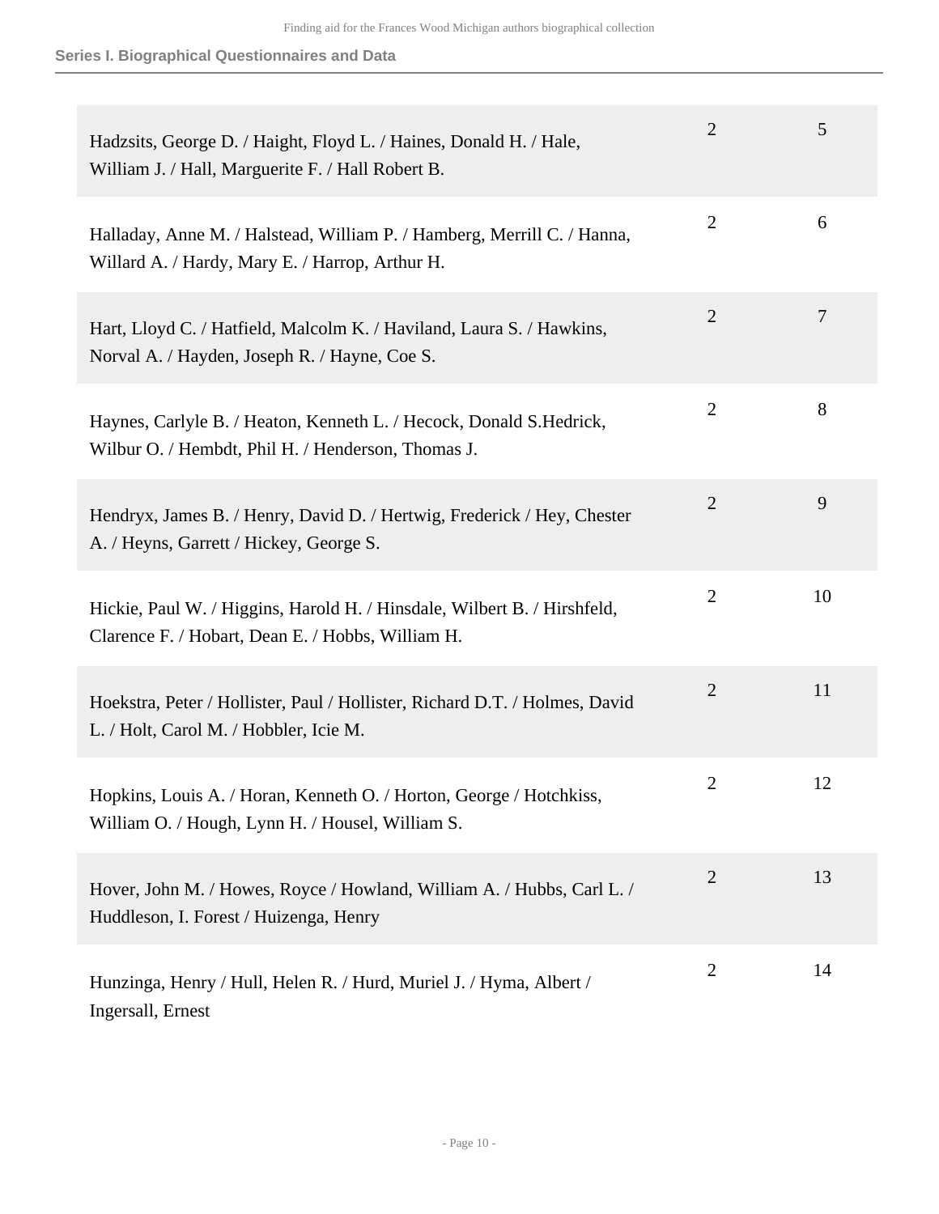| | | |
|---|---|---|
| Hadzsits, George D. / Haight, Floyd L. / Haines, Donald H. / Hale, William J. / Hall, Marguerite F. / Hall Robert B. | 2 | 5 |
| Halladay, Anne M. / Halstead, William P. / Hamberg, Merrill C. / Hanna, Willard A. / Hardy, Mary E. / Harrop, Arthur H. | 2 | 6 |
| Hart, Lloyd C. / Hatfield, Malcolm K. / Haviland, Laura S. / Hawkins, Norval A. / Hayden, Joseph R. / Hayne, Coe S. | 2 | 7 |
| Haynes, Carlyle B. / Heaton, Kenneth L. / Hecock, Donald S.Hedrick, Wilbur O. / Hembdt, Phil H. / Henderson, Thomas J. | 2 | 8 |
| Hendryx, James B. / Henry, David D. / Hertwig, Frederick / Hey, Chester A. / Heyns, Garrett / Hickey, George S. | 2 | 9 |
| Hickie, Paul W. / Higgins, Harold H. / Hinsdale, Wilbert B. / Hirshfeld, Clarence F. / Hobart, Dean E. / Hobbs, William H. | 2 | 10 |
| Hoekstra, Peter / Hollister, Paul / Hollister, Richard D.T. / Holmes, David L. / Holt, Carol M. / Hobbler, Icie M. | 2 | 11 |
| Hopkins, Louis A. / Horan, Kenneth O. / Horton, George / Hotchkiss, William O. / Hough, Lynn H. / Housel, William S. | 2 | 12 |
| Hover, John M. / Howes, Royce / Howland, William A. / Hubbs, Carl L. / Huddleson, I. Forest / Huizenga, Henry | 2 | 13 |
| Hunzinga, Henry / Hull, Helen R. / Hurd, Muriel J. / Hyma, Albert / Ingersall, Ernest | 2 | 14 |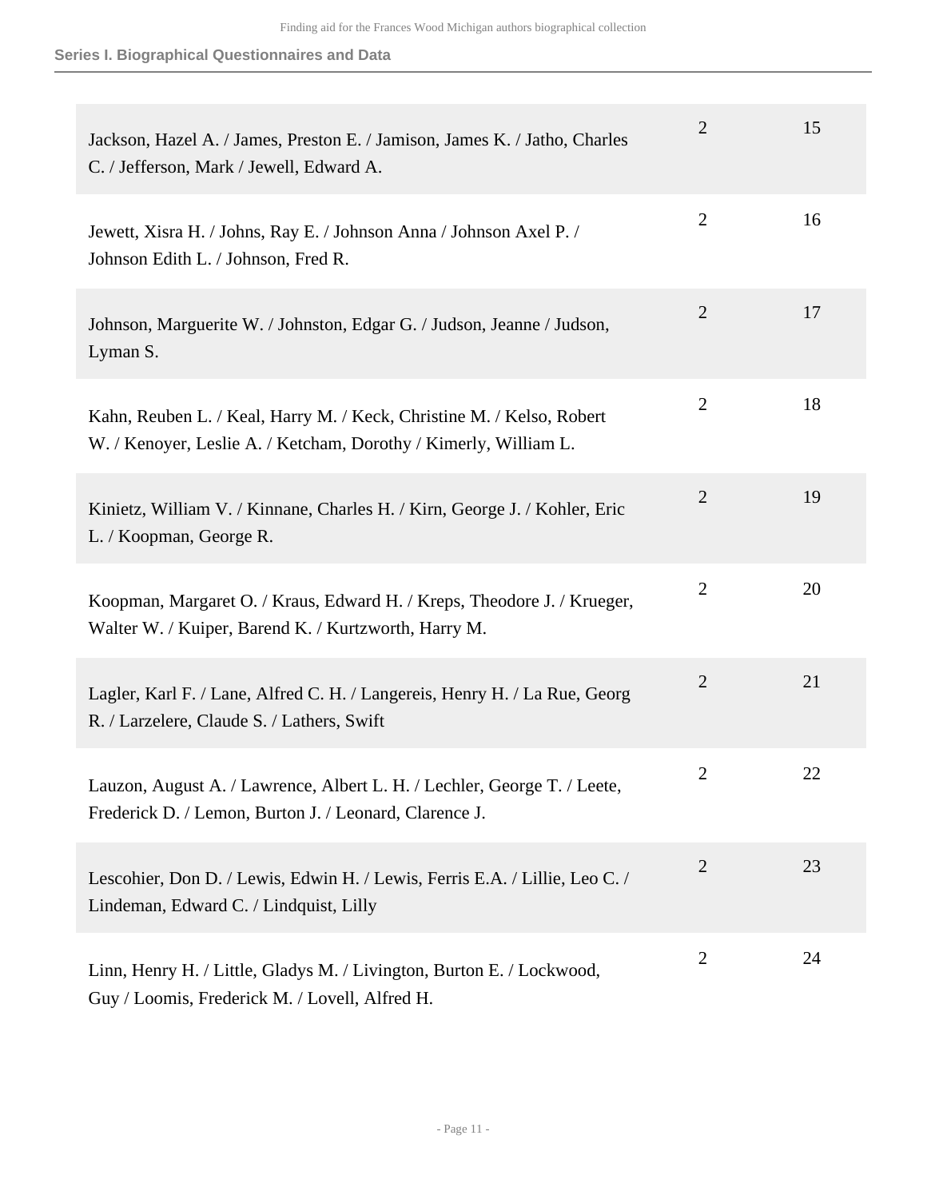## Series I. Biographical Questionnaires and Data

| | | |
|---|---|---|
| Jackson, Hazel A. / James, Preston E. / Jamison, James K. / Jatho, Charles C. / Jefferson, Mark / Jewell, Edward A. | 2 | 15 |
| Jewett, Xisra H. / Johns, Ray E. / Johnson Anna / Johnson Axel P. / Johnson Edith L. / Johnson, Fred R. | 2 | 16 |
| Johnson, Marguerite W. / Johnston, Edgar G. / Judson, Jeanne / Judson, Lyman S. | 2 | 17 |
| Kahn, Reuben L. / Keal, Harry M. / Keck, Christine M. / Kelso, Robert W. / Kenoyer, Leslie A. / Ketcham, Dorothy / Kimerly, William L. | 2 | 18 |
| Kinietz, William V. / Kinnane, Charles H. / Kirn, George J. / Kohler, Eric L. / Koopman, George R. | 2 | 19 |
| Koopman, Margaret O. / Kraus, Edward H. / Kreps, Theodore J. / Krueger, Walter W. / Kuiper, Barend K. / Kurtzworth, Harry M. | 2 | 20 |
| Lagler, Karl F. / Lane, Alfred C. H. / Langereis, Henry H. / La Rue, Georg R. / Larzelere, Claude S. / Lathers, Swift | 2 | 21 |
| Lauzon, August A. / Lawrence, Albert L. H. / Lechler, George T. / Leete, Frederick D. / Lemon, Burton J. / Leonard, Clarence J. | 2 | 22 |
| Lescohier, Don D. / Lewis, Edwin H. / Lewis, Ferris E.A. / Lillie, Leo C. / Lindeman, Edward C. / Lindquist, Lilly | 2 | 23 |
| Linn, Henry H. / Little, Gladys M. / Livington, Burton E. / Lockwood, Guy / Loomis, Frederick M. / Lovell, Alfred H. | 2 | 24 |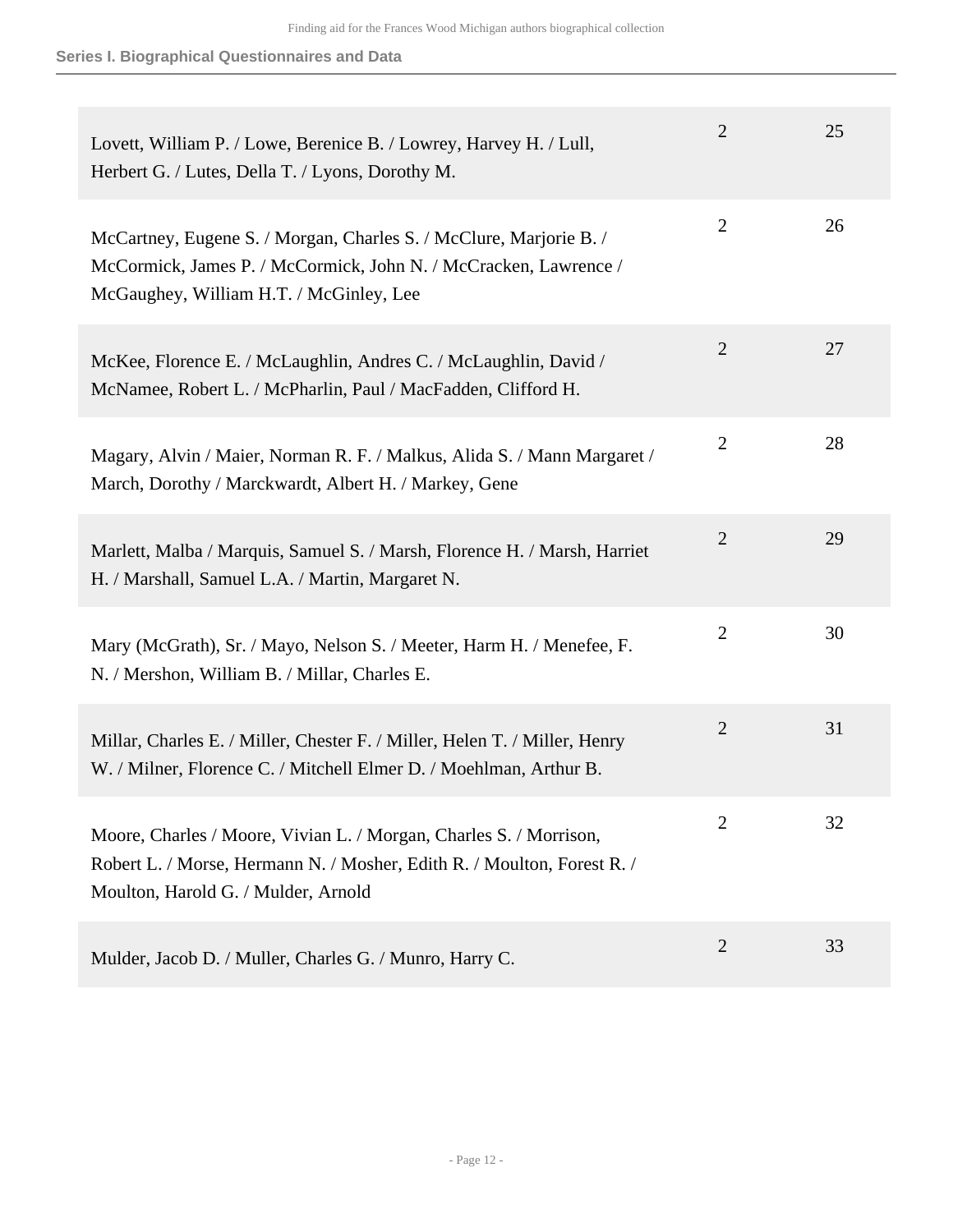| | | |
|---|---|---|
| Lovett, William P. / Lowe, Berenice B. / Lowrey, Harvey H. / Lull, Herbert G. / Lutes, Della T. / Lyons, Dorothy M. | 2 | 25 |
| McCartney, Eugene S. / Morgan, Charles S. / McClure, Marjorie B. / McCormick, James P. / McCormick, John N. / McCracken, Lawrence / McGaughey, William H.T. / McGinley, Lee | 2 | 26 |
| McKee, Florence E. / McLaughlin, Andres C. / McLaughlin, David / McNamee, Robert L. / McPharlin, Paul / MacFadden, Clifford H. | 2 | 27 |
| Magary, Alvin / Maier, Norman R. F. / Malkus, Alida S. / Mann Margaret / March, Dorothy / Marckwardt, Albert H. / Markey, Gene | 2 | 28 |
| Marlett, Malba / Marquis, Samuel S. / Marsh, Florence H. / Marsh, Harriet H. / Marshall, Samuel L.A. / Martin, Margaret N. | 2 | 29 |
| Mary (McGrath), Sr. / Mayo, Nelson S. / Meeter, Harm H. / Menefee, F. N. / Mershon, William B. / Millar, Charles E. | 2 | 30 |
| Millar, Charles E. / Miller, Chester F. / Miller, Helen T. / Miller, Henry W. / Milner, Florence C. / Mitchell Elmer D. / Moehlman, Arthur B. | 2 | 31 |
| Moore, Charles / Moore, Vivian L. / Morgan, Charles S. / Morrison, Robert L. / Morse, Hermann N. / Mosher, Edith R. / Moulton, Forest R. / Moulton, Harold G. / Mulder, Arnold | 2 | 32 |
| Mulder, Jacob D. / Muller, Charles G. / Munro, Harry C. | 2 | 33 |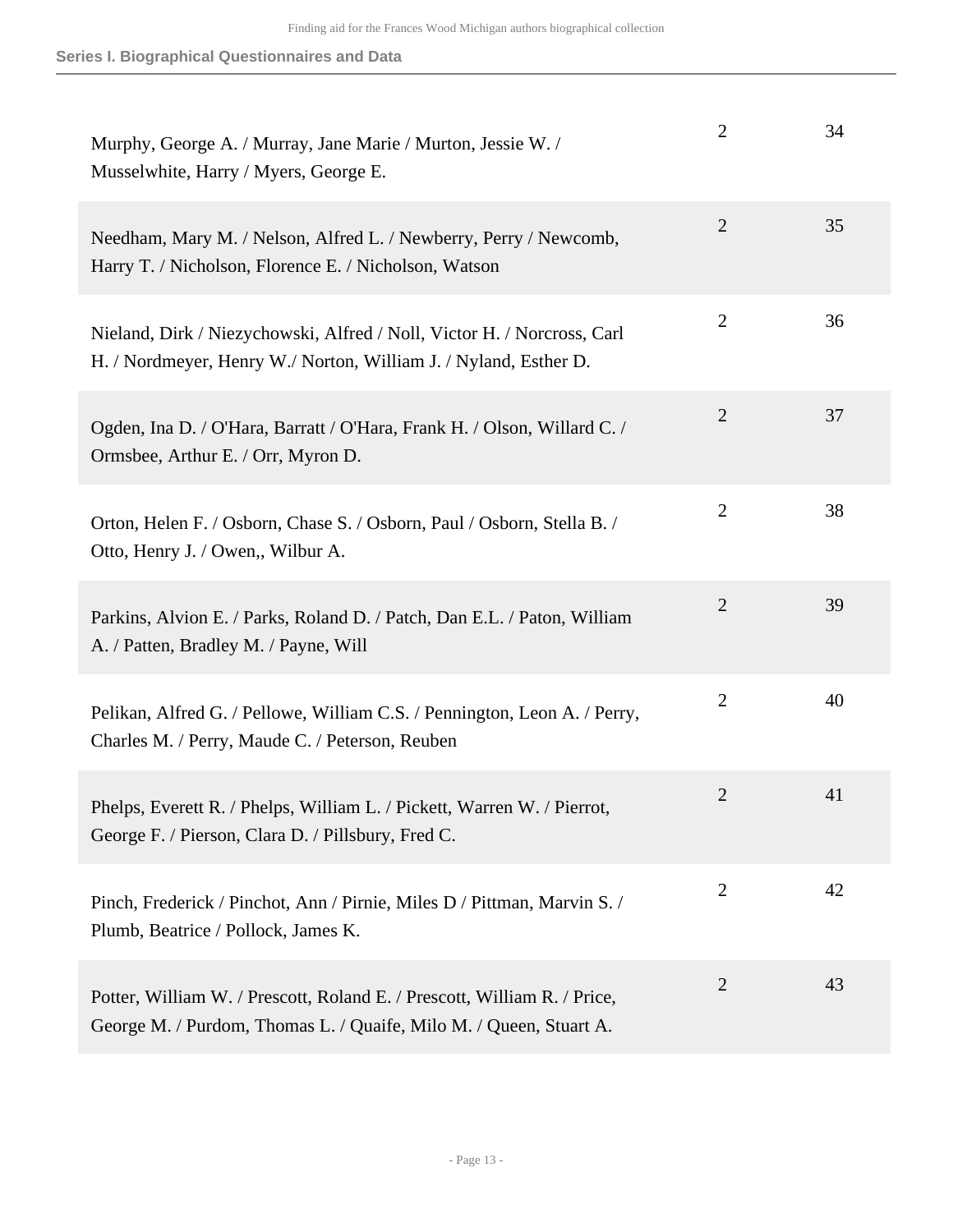| | | |
|---|---|---|
| Murphy, George A. / Murray, Jane Marie / Murton, Jessie W. / Musselwhite, Harry / Myers, George E. | 2 | 34 |
| Needham, Mary M. / Nelson, Alfred L. / Newberry, Perry / Newcomb, Harry T. / Nicholson, Florence E. / Nicholson, Watson | 2 | 35 |
| Nieland, Dirk / Niezychowski, Alfred / Noll, Victor H. / Norcross, Carl H. / Nordmeyer, Henry W./ Norton, William J. / Nyland, Esther D. | 2 | 36 |
| Ogden, Ina D. / O'Hara, Barratt / O'Hara, Frank H. / Olson, Willard C. / Ormsbee, Arthur E. / Orr, Myron D. | 2 | 37 |
| Orton, Helen F. / Osborn, Chase S. / Osborn, Paul / Osborn, Stella B. / Otto, Henry J. / Owen,, Wilbur A. | 2 | 38 |
| Parkins, Alvion E. / Parks, Roland D. / Patch, Dan E.L. / Paton, William A. / Patten, Bradley M. / Payne, Will | 2 | 39 |
| Pelikan, Alfred G. / Pellowe, William C.S. / Pennington, Leon A. / Perry, Charles M. / Perry, Maude C. / Peterson, Reuben | 2 | 40 |
| Phelps, Everett R. / Phelps, William L. / Pickett, Warren W. / Pierrot, George F. / Pierson, Clara D. / Pillsbury, Fred C. | 2 | 41 |
| Pinch, Frederick / Pinchot, Ann / Pirnie, Miles D / Pittman, Marvin S. / Plumb, Beatrice / Pollock, James K. | 2 | 42 |
| Potter, William W. / Prescott, Roland E. / Prescott, William R. / Price, George M. / Purdom, Thomas L. / Quaife, Milo M. / Queen, Stuart A. | 2 | 43 |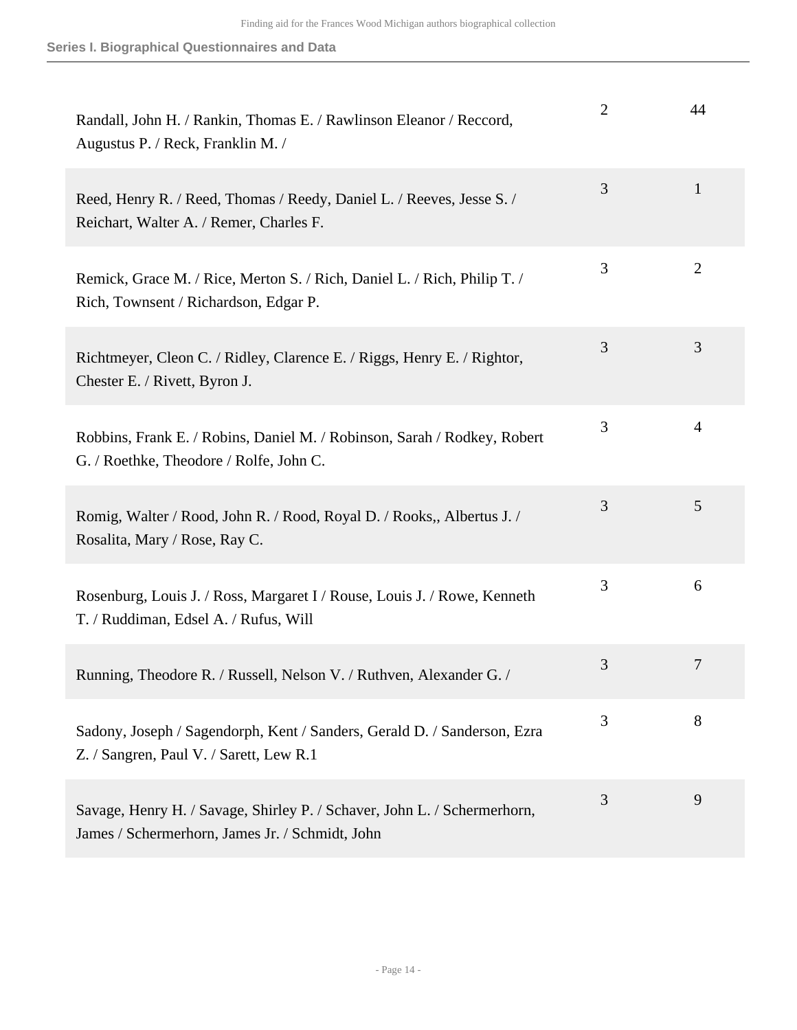| | | |
|---|---|---|
| Randall, John H. / Rankin, Thomas E. / Rawlinson Eleanor / Reccord, Augustus P. / Reck, Franklin M. / | 2 | 44 |
| Reed, Henry R. / Reed, Thomas / Reedy, Daniel L. / Reeves, Jesse S. / Reichart, Walter A. / Remer, Charles F. | 3 | 1 |
| Remick, Grace M. / Rice, Merton S. / Rich, Daniel L. / Rich, Philip T. / Rich, Townsent / Richardson, Edgar P. | 3 | 2 |
| Richtmeyer, Cleon C. / Ridley, Clarence E. / Riggs, Henry E. / Rightor, Chester E. / Rivett, Byron J. | 3 | 3 |
| Robbins, Frank E. / Robins, Daniel M. / Robinson, Sarah / Rodkey, Robert G. / Roethke, Theodore / Rolfe, John C. | 3 | 4 |
| Romig, Walter / Rood, John R. / Rood, Royal D. / Rooks,, Albertus J. / Rosalita, Mary / Rose, Ray C. | 3 | 5 |
| Rosenburg, Louis J. / Ross, Margaret I / Rouse, Louis J. / Rowe, Kenneth T. / Ruddiman, Edsel A. / Rufus, Will | 3 | 6 |
| Running, Theodore R. / Russell, Nelson V. / Ruthven, Alexander G. / | 3 | 7 |
| Sadony, Joseph / Sagendorph, Kent / Sanders, Gerald D. / Sanderson, Ezra Z. / Sangren, Paul V. / Sarett, Lew R.1 | 3 | 8 |
| Savage, Henry H. / Savage, Shirley P. / Schaver, John L. / Schermerhorn, James / Schermerhorn, James Jr. / Schmidt, John | 3 | 9 |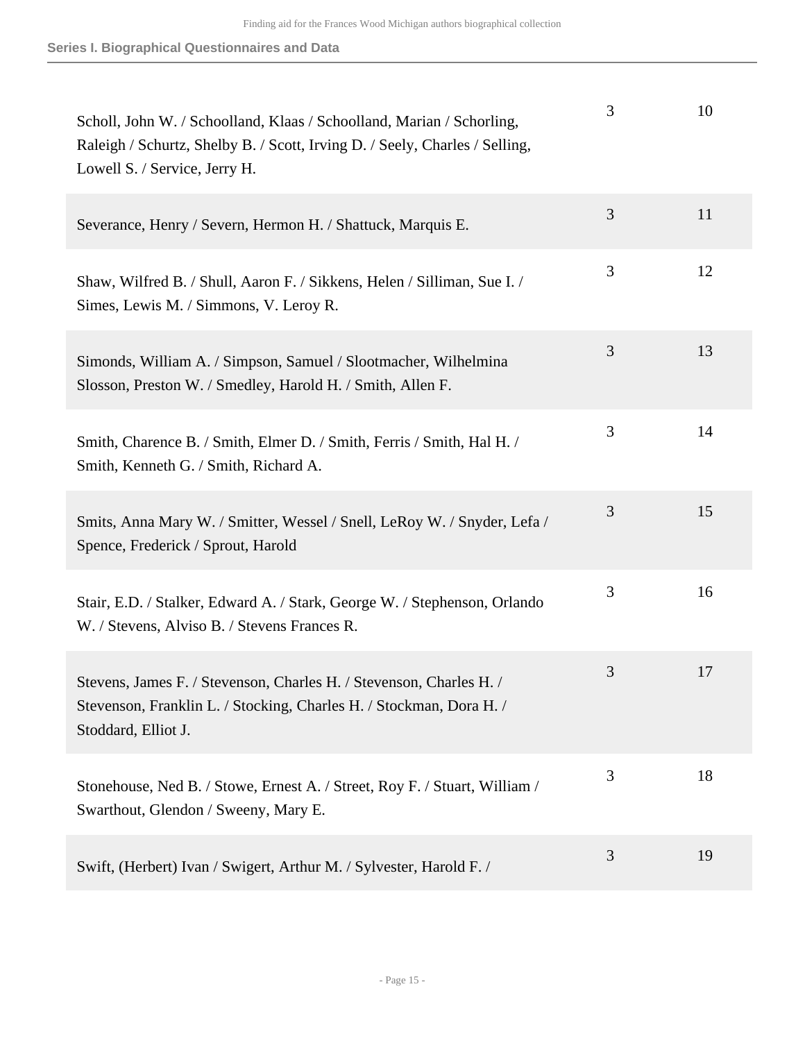| | | |
|---|---|---|
| Scholl, John W. / Schoolland, Klaas / Schoolland, Marian / Schorling, Raleigh / Schurtz, Shelby B. / Scott, Irving D. / Seely, Charles / Selling, Lowell S. / Service, Jerry H. | 3 | 10 |
| Severance, Henry / Severn, Hermon H. / Shattuck, Marquis E. | 3 | 11 |
| Shaw, Wilfred B. / Shull, Aaron F. / Sikkens, Helen / Silliman, Sue I. / Simes, Lewis M. / Simmons, V. Leroy R. | 3 | 12 |
| Simonds, William A. / Simpson, Samuel / Slootmacher, Wilhelmina Slosson, Preston W. / Smedley, Harold H. / Smith, Allen F. | 3 | 13 |
| Smith, Charence B. / Smith, Elmer D. / Smith, Ferris / Smith, Hal H. / Smith, Kenneth G. / Smith, Richard A. | 3 | 14 |
| Smits, Anna Mary W. / Smitter, Wessel / Snell, LeRoy W. / Snyder, Lefa / Spence, Frederick / Sprout, Harold | 3 | 15 |
| Stair, E.D. / Stalker, Edward A. / Stark, George W. / Stephenson, Orlando W. / Stevens, Alviso B. / Stevens Frances R. | 3 | 16 |
| Stevens, James F. / Stevenson, Charles H. / Stevenson, Charles H. / Stevenson, Franklin L. / Stocking, Charles H. / Stockman, Dora H. / Stoddard, Elliot J. | 3 | 17 |
| Stonehouse, Ned B. / Stowe, Ernest A. / Street, Roy F. / Stuart, William / Swarthout, Glendon / Sweeny, Mary E. | 3 | 18 |
| Swift, (Herbert) Ivan / Swigert, Arthur M. / Sylvester, Harold F. / | 3 | 19 |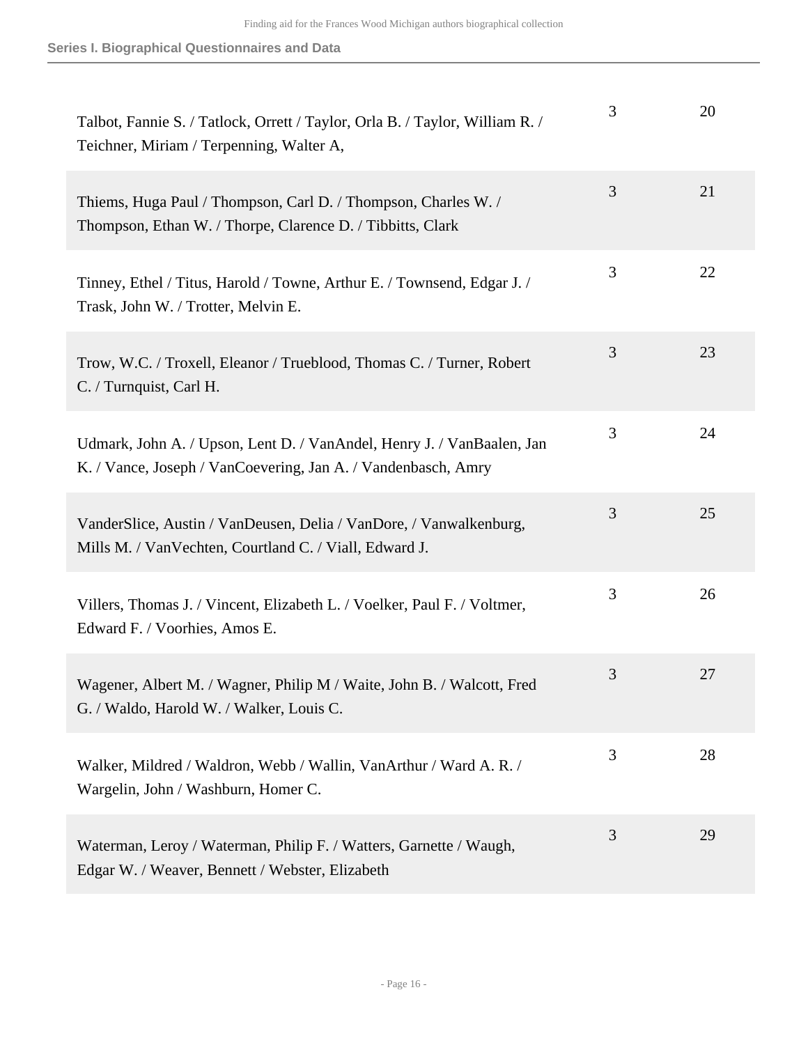| | | |
|---|---|---|
| Talbot, Fannie S. / Tatlock, Orrett / Taylor, Orla B. / Taylor, William R. / Teichner, Miriam / Terpenning, Walter A, | 3 | 20 |
| Thiems, Huga Paul / Thompson, Carl D. / Thompson, Charles W. / Thompson, Ethan W. / Thorpe, Clarence D. / Tibbitts, Clark | 3 | 21 |
| Tinney, Ethel / Titus, Harold / Towne, Arthur E. / Townsend, Edgar J. / Trask, John W. / Trotter, Melvin E. | 3 | 22 |
| Trow, W.C. / Troxell, Eleanor / Trueblood, Thomas C. / Turner, Robert C. / Turnquist, Carl H. | 3 | 23 |
| Udmark, John A. / Upson, Lent D. / VanAndel, Henry J. / VanBaalen, Jan K. / Vance, Joseph / VanCoevering, Jan A. / Vandenbasch, Amry | 3 | 24 |
| VanderSlice, Austin / VanDeusen, Delia / VanDore, / Vanwalkenburg, Mills M. / VanVechten, Courtland C. / Viall, Edward J. | 3 | 25 |
| Villers, Thomas J. / Vincent, Elizabeth L. / Voelker, Paul F. / Voltmer, Edward F. / Voorhies, Amos E. | 3 | 26 |
| Wagener, Albert M. / Wagner, Philip M / Waite, John B. / Walcott, Fred G. / Waldo, Harold W. / Walker, Louis C. | 3 | 27 |
| Walker, Mildred / Waldron, Webb / Wallin, VanArthur / Ward A. R. / Wargelin, John / Washburn, Homer C. | 3 | 28 |
| Waterman, Leroy / Waterman, Philip F. / Watters, Garnette / Waugh, Edgar W. / Weaver, Bennett / Webster, Elizabeth | 3 | 29 |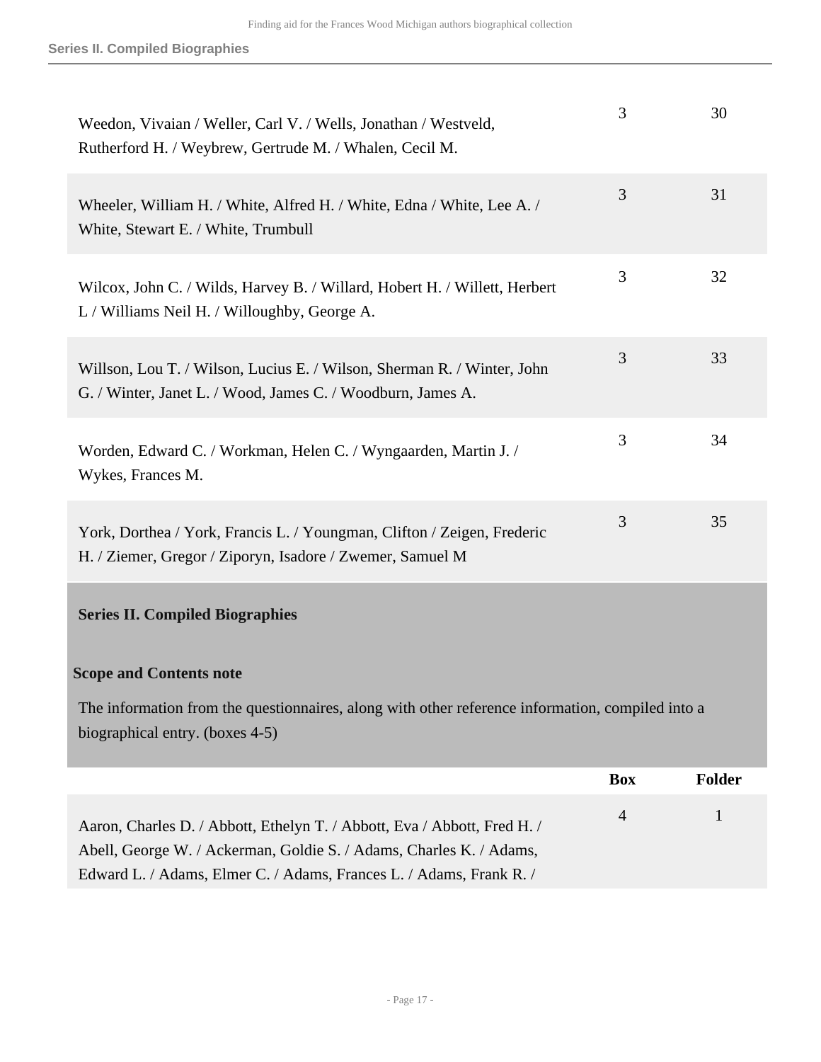| | Box | Folder |
|---|---|---|
| Weedon, Vivaian / Weller, Carl V. / Wells, Jonathan / Westveld, Rutherford H. / Weybrew, Gertrude M. / Whalen, Cecil M. | 3 | 30 |
| Wheeler, William H. / White, Alfred H. / White, Edna / White, Lee A. / White, Stewart E. / White, Trumbull | 3 | 31 |
| Wilcox, John C. / Wilds, Harvey B. / Willard, Hobert H. / Willett, Herbert L / Williams Neil H. / Willoughby, George A. | 3 | 32 |
| Willson, Lou T. / Wilson, Lucius E. / Wilson, Sherman R. / Winter, John G. / Winter, Janet L. / Wood, James C. / Woodburn, James A. | 3 | 33 |
| Worden, Edward C. / Workman, Helen C. / Wyngaarden, Martin J. / Wykes, Frances M. | 3 | 34 |
| York, Dorthea / York, Francis L. / Youngman, Clifton / Zeigen, Frederic H. / Ziemer, Gregor / Ziporyn, Isadore / Zwemer, Samuel M | 3 | 35 |

## Series II. Compiled Biographies

### Scope and Contents note

The information from the questionnaires, along with other reference information, compiled into a biographical entry. (boxes 4-5)

| | Box | Folder |
|---|---|---|
| Aaron, Charles D. / Abbott, Ethelyn T. / Abbott, Eva / Abbott, Fred H. / Abell, George W. / Ackerman, Goldie S. / Adams, Charles K. / Adams, Edward L. / Adams, Elmer C. / Adams, Frances L. / Adams, Frank R. / | 4 | 1 |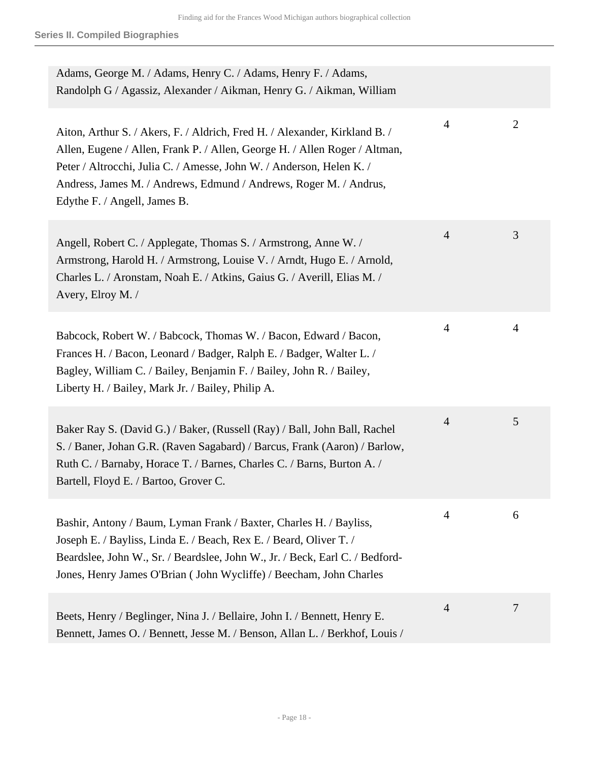| | | |
|---|---|---|
| Adams, George M. / Adams, Henry C. / Adams, Henry F. / Adams, Randolph G / Agassiz, Alexander / Aikman, Henry G. / Aikman, William | | |
| Aiton, Arthur S. / Akers, F. / Aldrich, Fred H. / Alexander, Kirkland B. / Allen, Eugene / Allen, Frank P. / Allen, George H. / Allen Roger / Altman, Peter / Altrocchi, Julia C. / Amesse, John W. / Anderson, Helen K. / Andress, James M. / Andrews, Edmund / Andrews, Roger M. / Andrus, Edythe F. / Angell, James B. | 4 | 2 |
| Angell, Robert C. / Applegate, Thomas S. / Armstrong, Anne W. / Armstrong, Harold H. / Armstrong, Louise V. / Arndt, Hugo E. / Arnold, Charles L. / Aronstam, Noah E. / Atkins, Gaius G. / Averill, Elias M. / Avery, Elroy M. / | 4 | 3 |
| Babcock, Robert W. / Babcock, Thomas W. / Bacon, Edward / Bacon, Frances H. / Bacon, Leonard / Badger, Ralph E. / Badger, Walter L. / Bagley, William C. / Bailey, Benjamin F. / Bailey, John R. / Bailey, Liberty H. / Bailey, Mark Jr. / Bailey, Philip A. | 4 | 4 |
| Baker Ray S. (David G.) / Baker, (Russell (Ray) / Ball, John Ball, Rachel S. / Baner, Johan G.R. (Raven Sagabard) / Barcus, Frank (Aaron) / Barlow, Ruth C. / Barnaby, Horace T. / Barnes, Charles C. / Barns, Burton A. / Bartell, Floyd E. / Bartoo, Grover C. | 4 | 5 |
| Bashir, Antony / Baum, Lyman Frank / Baxter, Charles H. / Bayliss, Joseph E. / Bayliss, Linda E. / Beach, Rex E. / Beard, Oliver T. / Beardslee, John W., Sr. / Beardslee, John W., Jr. / Beck, Earl C. / Bedford-Jones, Henry James O'Brian ( John Wycliffe) / Beecham, John Charles | 4 | 6 |
| Beets, Henry / Beglinger, Nina J. / Bellaire, John I. / Bennett, Henry E. Bennett, James O. / Bennett, Jesse M. / Benson, Allan L. / Berkhof, Louis / | 4 | 7 |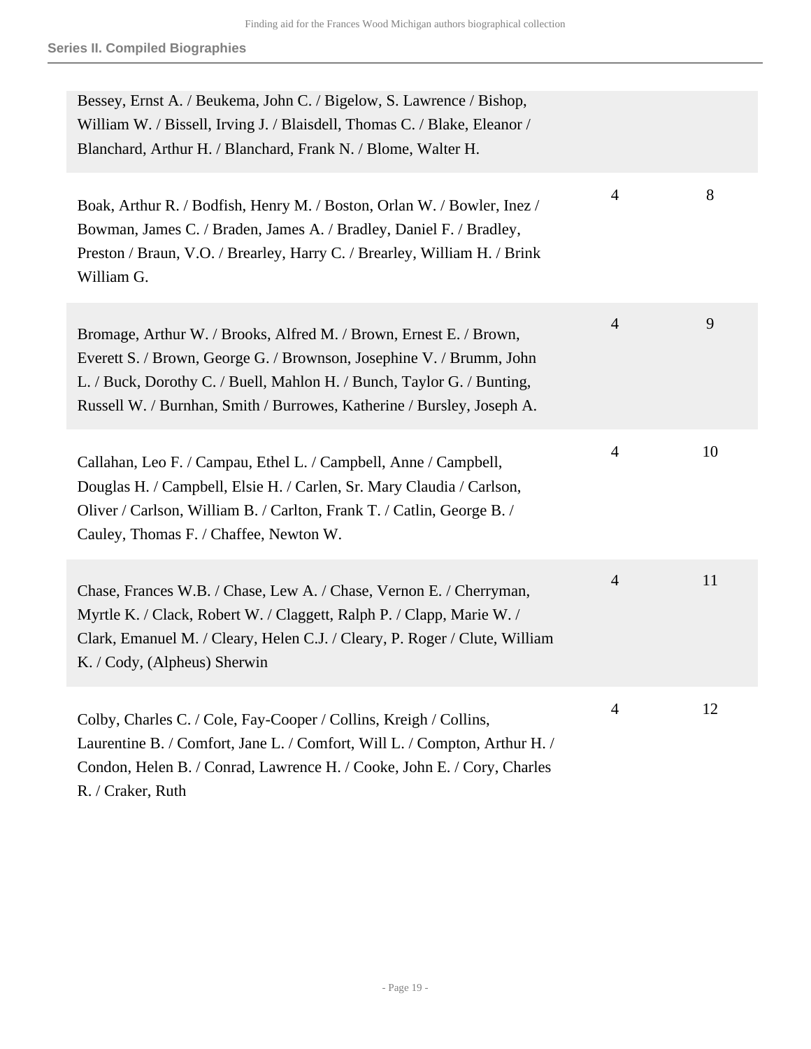| | | |
|---|---|---|
| Bessey, Ernst A. / Beukema, John C. / Bigelow, S. Lawrence / Bishop, William W. / Bissell, Irving J. / Blaisdell, Thomas C. / Blake, Eleanor / Blanchard, Arthur H. / Blanchard, Frank N. / Blome, Walter H. | | |
| Boak, Arthur R. / Bodfish, Henry M. / Boston, Orlan W. / Bowler, Inez / Bowman, James C. / Braden, James A. / Bradley, Daniel F. / Bradley, Preston / Braun, V.O. / Brearley, Harry C. / Brearley, William H. / Brink William G. | 4 | 8 |
| Bromage, Arthur W. / Brooks, Alfred M. / Brown, Ernest E. / Brown, Everett S. / Brown, George G. / Brownson, Josephine V. / Brumm, John L. / Buck, Dorothy C. / Buell, Mahlon H. / Bunch, Taylor G. / Bunting, Russell W. / Burnhan, Smith / Burrowes, Katherine / Bursley, Joseph A. | 4 | 9 |
| Callahan, Leo F. / Campau, Ethel L. / Campbell, Anne / Campbell, Douglas H. / Campbell, Elsie H. / Carlen, Sr. Mary Claudia / Carlson, Oliver / Carlson, William B. / Carlton, Frank T. / Catlin, George B. / Cauley, Thomas F. / Chaffee, Newton W. | 4 | 10 |
| Chase, Frances W.B. / Chase, Lew A. / Chase, Vernon E. / Cherryman, Myrtle K. / Clack, Robert W. / Claggett, Ralph P. / Clapp, Marie W. / Clark, Emanuel M. / Cleary, Helen C.J. / Cleary, P. Roger / Clute, William K. / Cody, (Alpheus) Sherwin | 4 | 11 |
| Colby, Charles C. / Cole, Fay-Cooper / Collins, Kreigh / Collins, Laurentine B. / Comfort, Jane L. / Comfort, Will L. / Compton, Arthur H. / Condon, Helen B. / Conrad, Lawrence H. / Cooke, John E. / Cory, Charles R. / Craker, Ruth | 4 | 12 |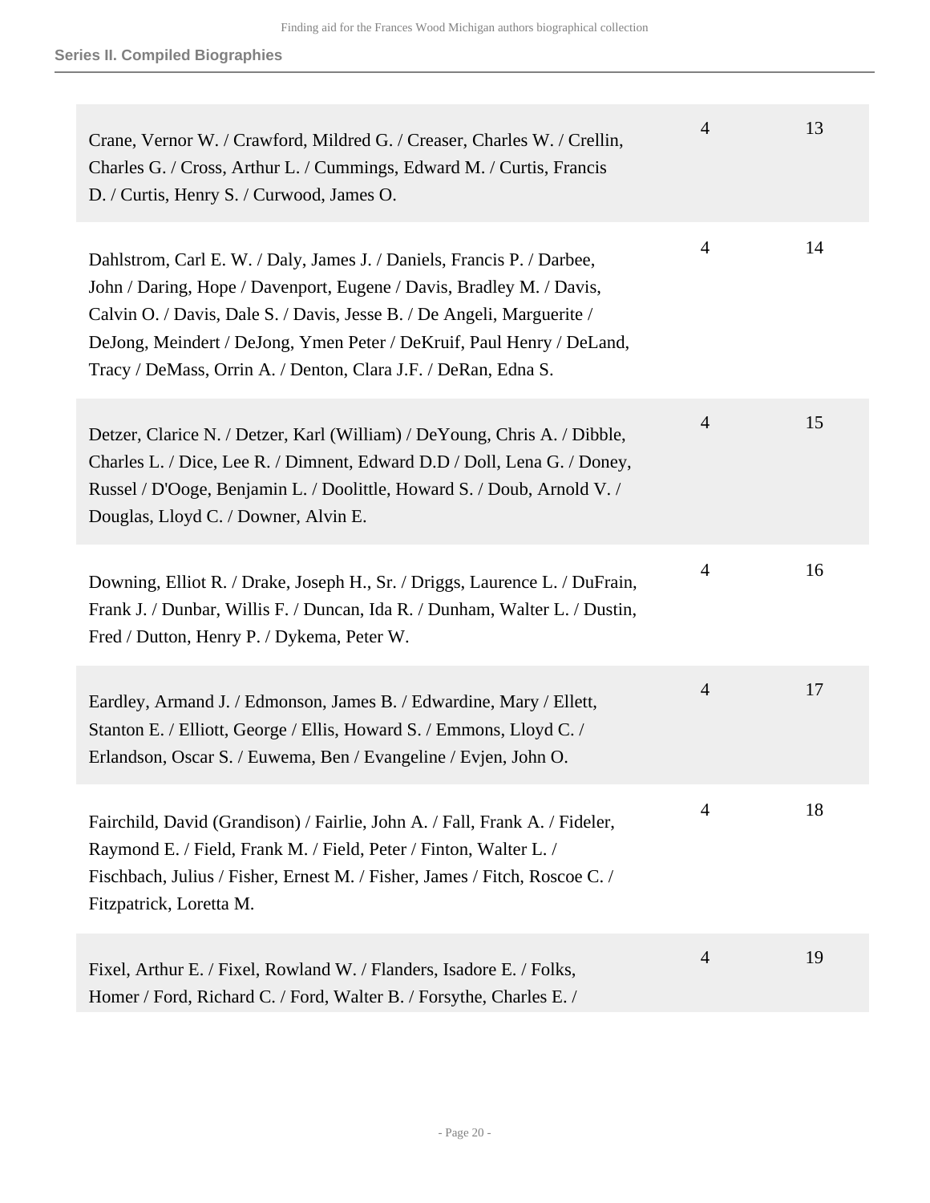## Series II. Compiled Biographies

| Title | Box | Folder |
| --- | --- | --- |
| Crane, Vernor W. / Crawford, Mildred G. / Creaser, Charles W. / Crellin, Charles G. / Cross, Arthur L. / Cummings, Edward M. / Curtis, Francis D. / Curtis, Henry S. / Curwood, James O. | 4 | 13 |
| Dahlstrom, Carl E. W. / Daly, James J. / Daniels, Francis P. / Darbee, John / Daring, Hope / Davenport, Eugene / Davis, Bradley M. / Davis, Calvin O. / Davis, Dale S. / Davis, Jesse B. / De Angeli, Marguerite / DeJong, Meindert / DeJong, Ymen Peter / DeKruif, Paul Henry / DeLand, Tracy / DeMass, Orrin A. / Denton, Clara J.F. / DeRan, Edna S. | 4 | 14 |
| Detzer, Clarice N. / Detzer, Karl (William) / DeYoung, Chris A. / Dibble, Charles L. / Dice, Lee R. / Dimnent, Edward D.D / Doll, Lena G. / Doney, Russel / D'Ooge, Benjamin L. / Doolittle, Howard S. / Doub, Arnold V. / Douglas, Lloyd C. / Downer, Alvin E. | 4 | 15 |
| Downing, Elliot R. / Drake, Joseph H., Sr. / Driggs, Laurence L. / DuFrain, Frank J. / Dunbar, Willis F. / Duncan, Ida R. / Dunham, Walter L. / Dustin, Fred / Dutton, Henry P. / Dykema, Peter W. | 4 | 16 |
| Eardley, Armand J. / Edmonson, James B. / Edwardine, Mary / Ellett, Stanton E. / Elliott, George / Ellis, Howard S. / Emmons, Lloyd C. / Erlandson, Oscar S. / Euwema, Ben / Evangeline / Evjen, John O. | 4 | 17 |
| Fairchild, David (Grandison) / Fairlie, John A. / Fall, Frank A. / Fideler, Raymond E. / Field, Frank M. / Field, Peter / Finton, Walter L. / Fischbach, Julius / Fisher, Ernest M. / Fisher, James / Fitch, Roscoe C. / Fitzpatrick, Loretta M. | 4 | 18 |
| Fixel, Arthur E. / Fixel, Rowland W. / Flanders, Isadore E. / Folks, Homer / Ford, Richard C. / Ford, Walter B. / Forsythe, Charles E. / | 4 | 19 |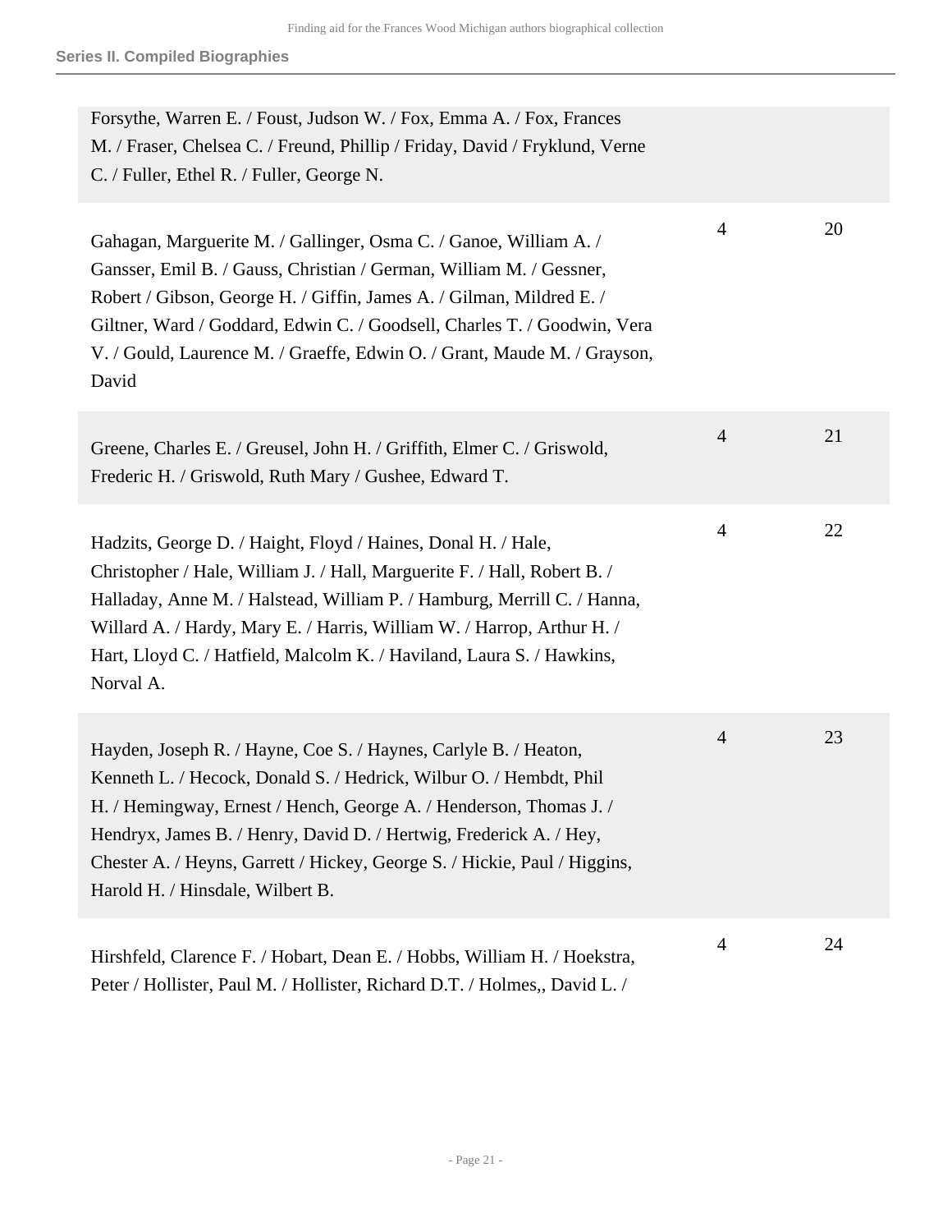| | | |
|---|---|---|
| Forsythe, Warren E. / Foust, Judson W. / Fox, Emma A. / Fox, Frances M. / Fraser, Chelsea C. / Freund, Phillip / Friday, David / Fryklund, Verne C. / Fuller, Ethel R. / Fuller, George N. | | |
| Gahagan, Marguerite M. / Gallinger, Osma C. / Ganoe, William A. / Gansser, Emil B. / Gauss, Christian / German, William M. / Gessner, Robert / Gibson, George H. / Giffin, James A. / Gilman, Mildred E. / Giltner, Ward / Goddard, Edwin C. / Goodsell, Charles T. / Goodwin, Vera V. / Gould, Laurence M. / Graeffe, Edwin O. / Grant, Maude M. / Grayson, David | 4 | 20 |
| Greene, Charles E. / Greusel, John H. / Griffith, Elmer C. / Griswold, Frederic H. / Griswold, Ruth Mary / Gushee, Edward T. | 4 | 21 |
| Hadzits, George D. / Haight, Floyd / Haines, Donal H. / Hale, Christopher / Hale, William J. / Hall, Marguerite F. / Hall, Robert B. / Halladay, Anne M. / Halstead, William P. / Hamburg, Merrill C. / Hanna, Willard A. / Hardy, Mary E. / Harris, William W. / Harrop, Arthur H. / Hart, Lloyd C. / Hatfield, Malcolm K. / Haviland, Laura S. / Hawkins, Norval A. | 4 | 22 |
| Hayden, Joseph R. / Hayne, Coe S. / Haynes, Carlyle B. / Heaton, Kenneth L. / Hecock, Donald S. / Hedrick, Wilbur O. / Hembdt, Phil H. / Hemingway, Ernest / Hench, George A. / Henderson, Thomas J. / Hendryx, James B. / Henry, David D. / Hertwig, Frederick A. / Hey, Chester A. / Heyns, Garrett / Hickey, George S. / Hickie, Paul / Higgins, Harold H. / Hinsdale, Wilbert B. | 4 | 23 |
| Hirshfeld, Clarence F. / Hobart, Dean E. / Hobbs, William H. / Hoekstra, Peter / Hollister, Paul M. / Hollister, Richard D.T. / Holmes,, David L. / | 4 | 24 |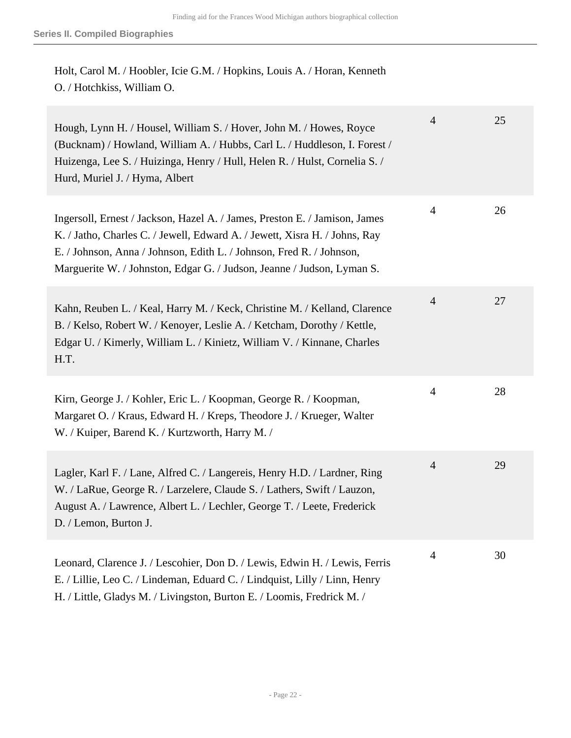| Contents | Box | Folder |
|---|---|---|
| Holt, Carol M. / Hoobler, Icie G.M. / Hopkins, Louis A. / Horan, Kenneth O. / Hotchkiss, William O. | | |
| Hough, Lynn H. / Housel, William S. / Hover, John M. / Howes, Royce (Bucknam) / Howland, William A. / Hubbs, Carl L. / Huddleson, I. Forest / Huizenga, Lee S. / Huizinga, Henry / Hull, Helen R. / Hulst, Cornelia S. / Hurd, Muriel J. / Hyma, Albert | 4 | 25 |
| Ingersoll, Ernest / Jackson, Hazel A. / James, Preston E. / Jamison, James K. / Jatho, Charles C. / Jewell, Edward A. / Jewett, Xisra H. / Johns, Ray E. / Johnson, Anna / Johnson, Edith L. / Johnson, Fred R. / Johnson, Marguerite W. / Johnston, Edgar G. / Judson, Jeanne / Judson, Lyman S. | 4 | 26 |
| Kahn, Reuben L. / Keal, Harry M. / Keck, Christine M. / Kelland, Clarence B. / Kelso, Robert W. / Kenoyer, Leslie A. / Ketcham, Dorothy / Kettle, Edgar U. / Kimerly, William L. / Kinietz, William V. / Kinnane, Charles H.T. | 4 | 27 |
| Kirn, George J. / Kohler, Eric L. / Koopman, George R. / Koopman, Margaret O. / Kraus, Edward H. / Kreps, Theodore J. / Krueger, Walter W. / Kuiper, Barend K. / Kurtzworth, Harry M. / | 4 | 28 |
| Lagler, Karl F. / Lane, Alfred C. / Langereis, Henry H.D. / Lardner, Ring W. / LaRue, George R. / Larzelere, Claude S. / Lathers, Swift / Lauzon, August A. / Lawrence, Albert L. / Lechler, George T. / Leete, Frederick D. / Lemon, Burton J. | 4 | 29 |
| Leonard, Clarence J. / Lescohier, Don D. / Lewis, Edwin H. / Lewis, Ferris E. / Lillie, Leo C. / Lindeman, Eduard C. / Lindquist, Lilly / Linn, Henry H. / Little, Gladys M. / Livingston, Burton E. / Loomis, Fredrick M. / | 4 | 30 |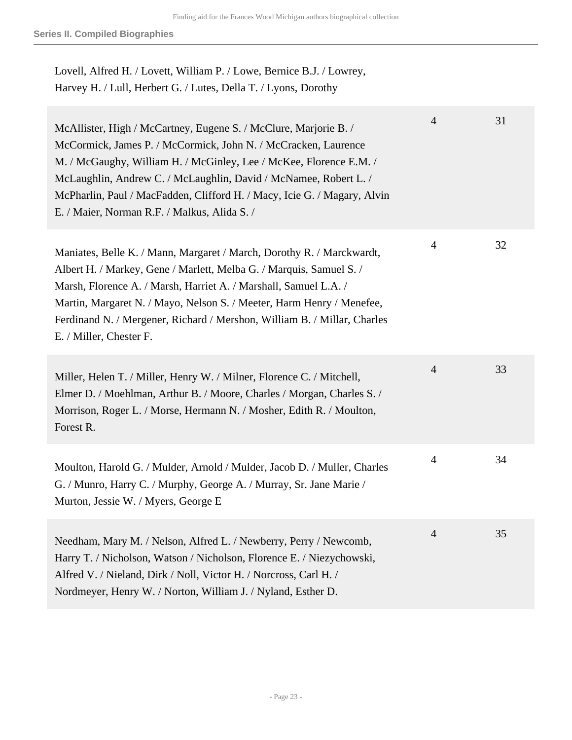**Series II. Compiled Biographies**

| | | |
|---|---|---|
| Lovell, Alfred H. / Lovett, William P. / Lowe, Bernice B.J. / Lowrey, Harvey H. / Lull, Herbert G. / Lutes, Della T. / Lyons, Dorothy | | |
| McAllister, High / McCartney, Eugene S. / McClure, Marjorie B. / McCormick, James P. / McCormick, John N. / McCracken, Laurence M. / McGaughy, William H. / McGinley, Lee / McKee, Florence E.M. / McLaughlin, Andrew C. / McLaughlin, David / McNamee, Robert L. / McPharlin, Paul / MacFadden, Clifford H. / Macy, Icie G. / Magary, Alvin E. / Maier, Norman R.F. / Malkus, Alida S. / | 4 | 31 |
| Maniates, Belle K. / Mann, Margaret / March, Dorothy R. / Marckwardt, Albert H. / Markey, Gene / Marlett, Melba G. / Marquis, Samuel S. / Marsh, Florence A. / Marsh, Harriet A. / Marshall, Samuel L.A. / Martin, Margaret N. / Mayo, Nelson S. / Meeter, Harm Henry / Menefee, Ferdinand N. / Mergener, Richard / Mershon, William B. / Millar, Charles E. / Miller, Chester F. | 4 | 32 |
| Miller, Helen T. / Miller, Henry W. / Milner, Florence C. / Mitchell, Elmer D. / Moehlman, Arthur B. / Moore, Charles / Morgan, Charles S. / Morrison, Roger L. / Morse, Hermann N. / Mosher, Edith R. / Moulton, Forest R. | 4 | 33 |
| Moulton, Harold G. / Mulder, Arnold / Mulder, Jacob D. / Muller, Charles G. / Munro, Harry C. / Murphy, George A. / Murray, Sr. Jane Marie / Murton, Jessie W. / Myers, George E | 4 | 34 |
| Needham, Mary M. / Nelson, Alfred L. / Newberry, Perry / Newcomb, Harry T. / Nicholson, Watson / Nicholson, Florence E. / Niezychowski, Alfred V. / Nieland, Dirk / Noll, Victor H. / Norcross, Carl H. / Nordmeyer, Henry W. / Norton, William J. / Nyland, Esther D. | 4 | 35 |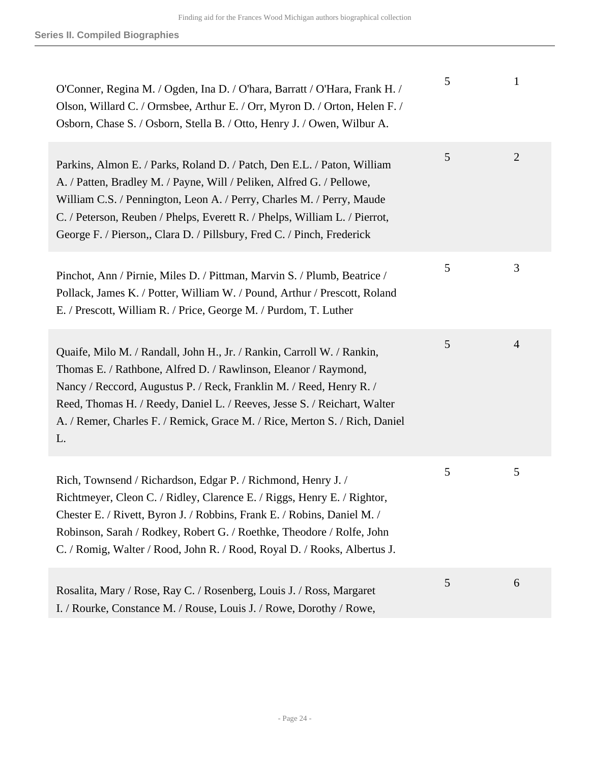**Series II. Compiled Biographies**

| | | |
|---|---|---|
| O'Conner, Regina M. / Ogden, Ina D. / O'hara, Barratt / O'Hara, Frank H. / Olson, Willard C. / Ormsbee, Arthur E. / Orr, Myron D. / Orton, Helen F. / Osborn, Chase S. / Osborn, Stella B. / Otto, Henry J. / Owen, Wilbur A. | 5 | 1 |
| Parkins, Almon E. / Parks, Roland D. / Patch, Den E.L. / Paton, William A. / Patten, Bradley M. / Payne, Will / Peliken, Alfred G. / Pellowe, William C.S. / Pennington, Leon A. / Perry, Charles M. / Perry, Maude C. / Peterson, Reuben / Phelps, Everett R. / Phelps, William L. / Pierrot, George F. / Pierson,, Clara D. / Pillsbury, Fred C. / Pinch, Frederick | 5 | 2 |
| Pinchot, Ann / Pirnie, Miles D. / Pittman, Marvin S. / Plumb, Beatrice / Pollack, James K. / Potter, William W. / Pound, Arthur / Prescott, Roland E. / Prescott, William R. / Price, George M. / Purdom, T. Luther | 5 | 3 |
| Quaife, Milo M. / Randall, John H., Jr. / Rankin, Carroll W. / Rankin, Thomas E. / Rathbone, Alfred D. / Rawlinson, Eleanor / Raymond, Nancy / Reccord, Augustus P. / Reck, Franklin M. / Reed, Henry R. / Reed, Thomas H. / Reedy, Daniel L. / Reeves, Jesse S. / Reichart, Walter A. / Remer, Charles F. / Remick, Grace M. / Rice, Merton S. / Rich, Daniel L. | 5 | 4 |
| Rich, Townsend / Richardson, Edgar P. / Richmond, Henry J. / Richtmeyer, Cleon C. / Ridley, Clarence E. / Riggs, Henry E. / Rightor, Chester E. / Rivett, Byron J. / Robbins, Frank E. / Robins, Daniel M. / Robinson, Sarah / Rodkey, Robert G. / Roethke, Theodore / Rolfe, John C. / Romig, Walter / Rood, John R. / Rood, Royal D. / Rooks, Albertus J. | 5 | 5 |
| Rosalita, Mary / Rose, Ray C. / Rosenberg, Louis J. / Ross, Margaret I. / Rourke, Constance M. / Rouse, Louis J. / Rowe, Dorothy / Rowe, | 5 | 6 |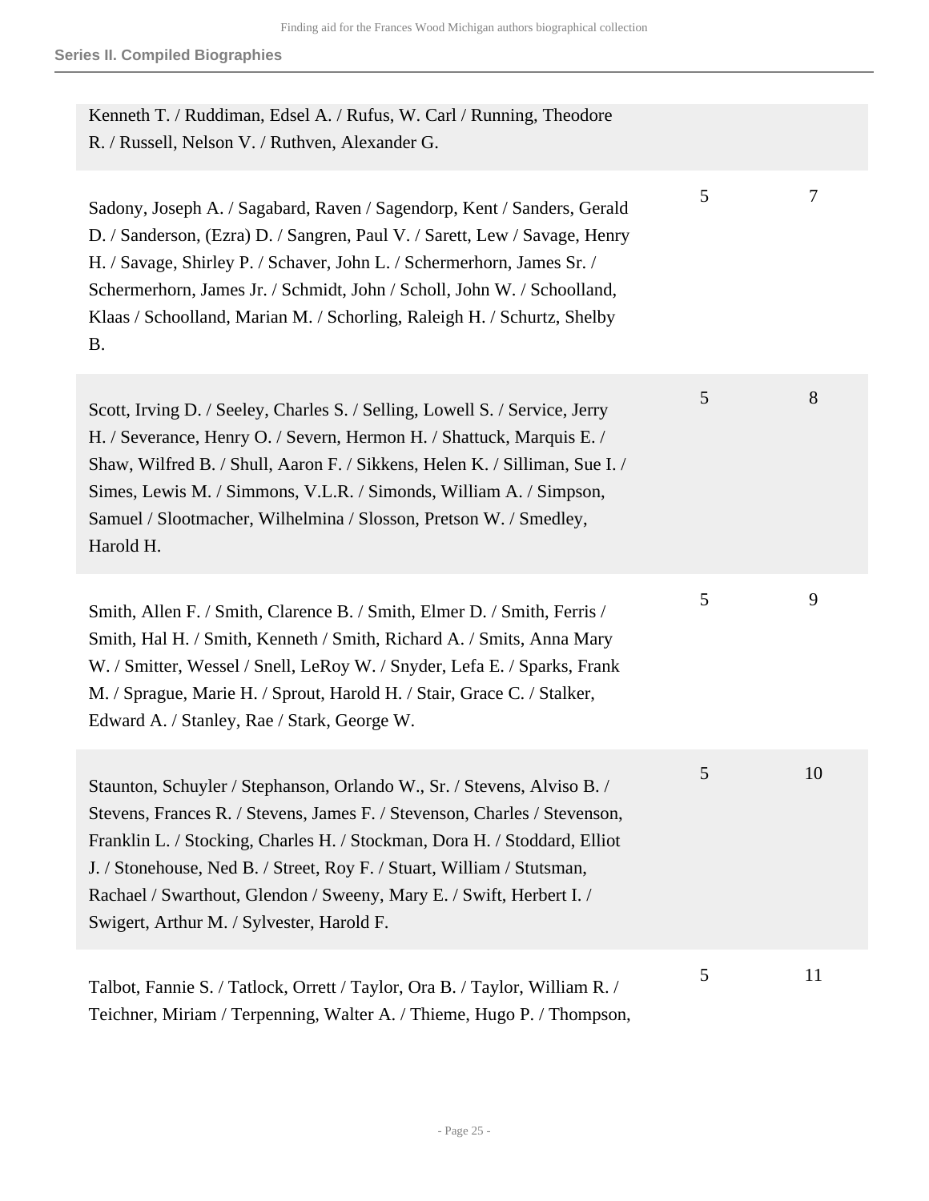| | | |
|---|---|---|
| Kenneth T. / Ruddiman, Edsel A. / Rufus, W. Carl / Running, Theodore R. / Russell, Nelson V. / Ruthven, Alexander G. | | |
| Sadony, Joseph A. / Sagabard, Raven / Sagendorp, Kent / Sanders, Gerald D. / Sanderson, (Ezra) D. / Sangren, Paul V. / Sarett, Lew / Savage, Henry H. / Savage, Shirley P. / Schaver, John L. / Schermerhorn, James Sr. / Schermerhorn, James Jr. / Schmidt, John / Scholl, John W. / Schoolland, Klaas / Schoolland, Marian M. / Schorling, Raleigh H. / Schurtz, Shelby B. | 5 | 7 |
| Scott, Irving D. / Seeley, Charles S. / Selling, Lowell S. / Service, Jerry H. / Severance, Henry O. / Severn, Hermon H. / Shattuck, Marquis E. / Shaw, Wilfred B. / Shull, Aaron F. / Sikkens, Helen K. / Silliman, Sue I. / Simes, Lewis M. / Simmons, V.L.R. / Simonds, William A. / Simpson, Samuel / Slootmacher, Wilhelmina / Slosson, Pretson W. / Smedley, Harold H. | 5 | 8 |
| Smith, Allen F. / Smith, Clarence B. / Smith, Elmer D. / Smith, Ferris / Smith, Hal H. / Smith, Kenneth / Smith, Richard A. / Smits, Anna Mary W. / Smitter, Wessel / Snell, LeRoy W. / Snyder, Lefa E. / Sparks, Frank M. / Sprague, Marie H. / Sprout, Harold H. / Stair, Grace C. / Stalker, Edward A. / Stanley, Rae / Stark, George W. | 5 | 9 |
| Staunton, Schuyler / Stephanson, Orlando W., Sr. / Stevens, Alviso B. / Stevens, Frances R. / Stevens, James F. / Stevenson, Charles / Stevenson, Franklin L. / Stocking, Charles H. / Stockman, Dora H. / Stoddard, Elliot J. / Stonehouse, Ned B. / Street, Roy F. / Stuart, William / Stutsman, Rachael / Swarthout, Glendon / Sweeny, Mary E. / Swift, Herbert I. / Swigert, Arthur M. / Sylvester, Harold F. | 5 | 10 |
| Talbot, Fannie S. / Tatlock, Orrett / Taylor, Ora B. / Taylor, William R. / Teichner, Miriam / Terpenning, Walter A. / Thieme, Hugo P. / Thompson, | 5 | 11 |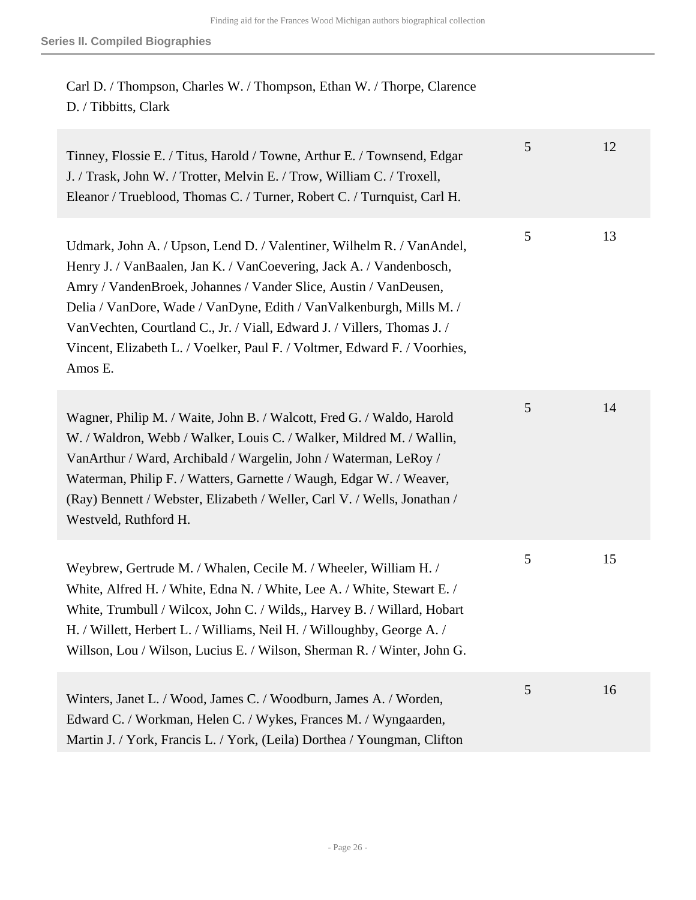Carl D. / Thompson, Charles W. / Thompson, Ethan W. / Thorpe, Clarence D. / Tibbitts, Clark

| | | |
|---|---|---|
| Tinney, Flossie E. / Titus, Harold / Towne, Arthur E. / Townsend, Edgar J. / Trask, John W. / Trotter, Melvin E. / Trow, William C. / Troxell, Eleanor / Trueblood, Thomas C. / Turner, Robert C. / Turnquist, Carl H. | 5 | 12 |
| Udmark, John A. / Upson, Lend D. / Valentiner, Wilhelm R. / VanAndel, Henry J. / VanBaalen, Jan K. / VanCoevering, Jack A. / Vandenbosch, Amry / VandenBroek, Johannes / Vander Slice, Austin / VanDeusen, Delia / VanDore, Wade / VanDyne, Edith / VanValkenburgh, Mills M. / VanVechten, Courtland C., Jr. / Viall, Edward J. / Villers, Thomas J. / Vincent, Elizabeth L. / Voelker, Paul F. / Voltmer, Edward F. / Voorhies, Amos E. | 5 | 13 |
| Wagner, Philip M. / Waite, John B. / Walcott, Fred G. / Waldo, Harold W. / Waldron, Webb / Walker, Louis C. / Walker, Mildred M. / Wallin, VanArthur / Ward, Archibald / Wargelin, John / Waterman, LeRoy / Waterman, Philip F. / Watters, Garnette / Waugh, Edgar W. / Weaver, (Ray) Bennett / Webster, Elizabeth / Weller, Carl V. / Wells, Jonathan / Westveld, Ruthford H. | 5 | 14 |
| Weybrew, Gertrude M. / Whalen, Cecile M. / Wheeler, William H. / White, Alfred H. / White, Edna N. / White, Lee A. / White, Stewart E. / White, Trumbull / Wilcox, John C. / Wilds,, Harvey B. / Willard, Hobart H. / Willett, Herbert L. / Williams, Neil H. / Willoughby, George A. / Willson, Lou / Wilson, Lucius E. / Wilson, Sherman R. / Winter, John G. | 5 | 15 |
| Winters, Janet L. / Wood, James C. / Woodburn, James A. / Worden, Edward C. / Workman, Helen C. / Wykes, Frances M. / Wyngaarden, Martin J. / York, Francis L. / York, (Leila) Dorthea / Youngman, Clifton | 5 | 16 |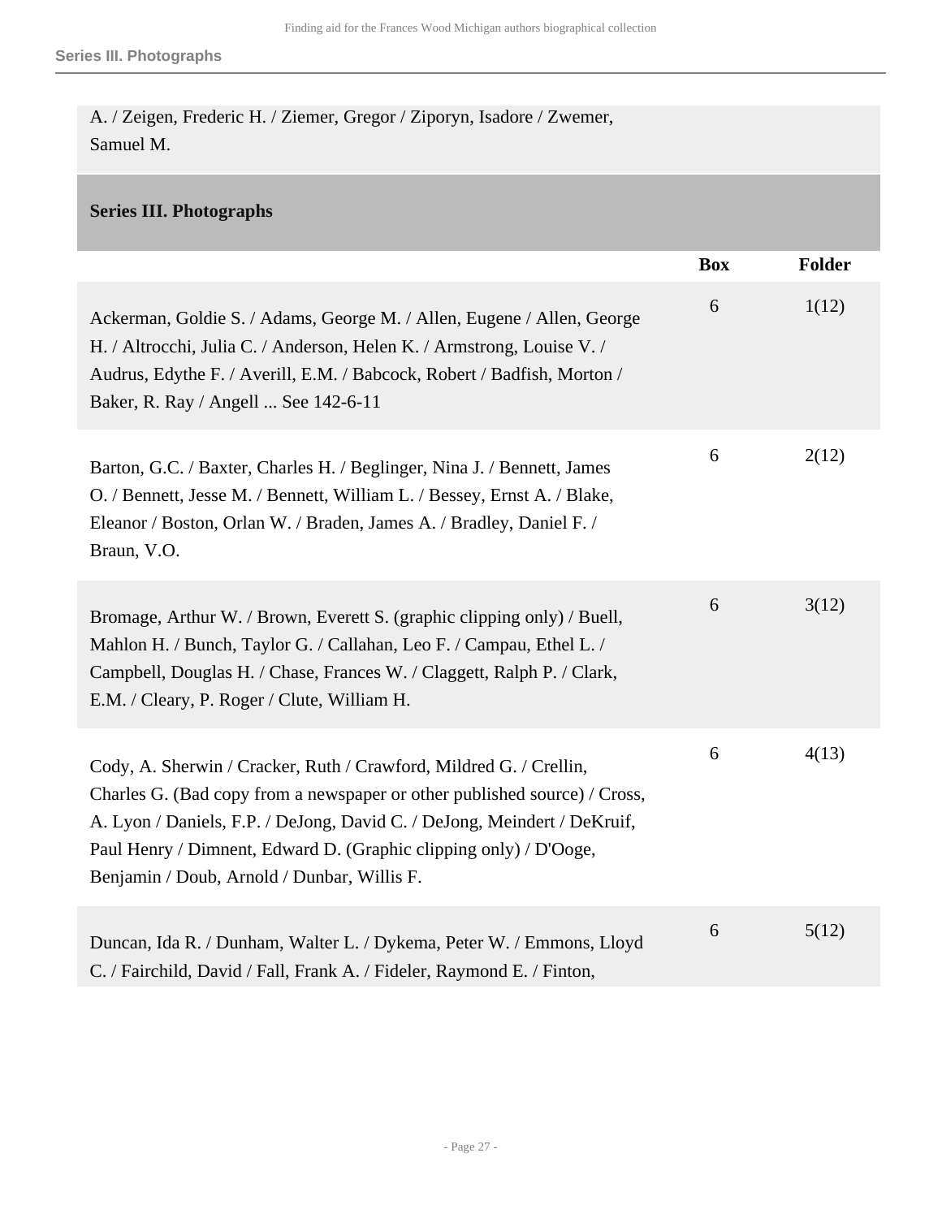A. / Zeigen, Frederic H. / Ziemer, Gregor / Ziporyn, Isadore / Zwemer, Samuel M.

## Series III. Photographs

| | Box | Folder |
|---|---|---|
| Ackerman, Goldie S. / Adams, George M. / Allen, Eugene / Allen, George H. / Altrocchi, Julia C. / Anderson, Helen K. / Armstrong, Louise V. / Audrus, Edythe F. / Averill, E.M. / Babcock, Robert / Badfish, Morton / Baker, R. Ray / Angell ... See 142-6-11 | 6 | 1(12) |
| Barton, G.C. / Baxter, Charles H. / Beglinger, Nina J. / Bennett, James O. / Bennett, Jesse M. / Bennett, William L. / Bessey, Ernst A. / Blake, Eleanor / Boston, Orlan W. / Braden, James A. / Bradley, Daniel F. / Braun, V.O. | 6 | 2(12) |
| Bromage, Arthur W. / Brown, Everett S. (graphic clipping only) / Buell, Mahlon H. / Bunch, Taylor G. / Callahan, Leo F. / Campau, Ethel L. / Campbell, Douglas H. / Chase, Frances W. / Claggett, Ralph P. / Clark, E.M. / Cleary, P. Roger / Clute, William H. | 6 | 3(12) |
| Cody, A. Sherwin / Cracker, Ruth / Crawford, Mildred G. / Crellin, Charles G. (Bad copy from a newspaper or other published source) / Cross, A. Lyon / Daniels, F.P. / DeJong, David C. / DeJong, Meindert / DeKruif, Paul Henry / Dimnent, Edward D. (Graphic clipping only) / D'Ooge, Benjamin / Doub, Arnold / Dunbar, Willis F. | 6 | 4(13) |
| Duncan, Ida R. / Dunham, Walter L. / Dykema, Peter W. / Emmons, Lloyd C. / Fairchild, David / Fall, Frank A. / Fideler, Raymond E. / Finton, | 6 | 5(12) |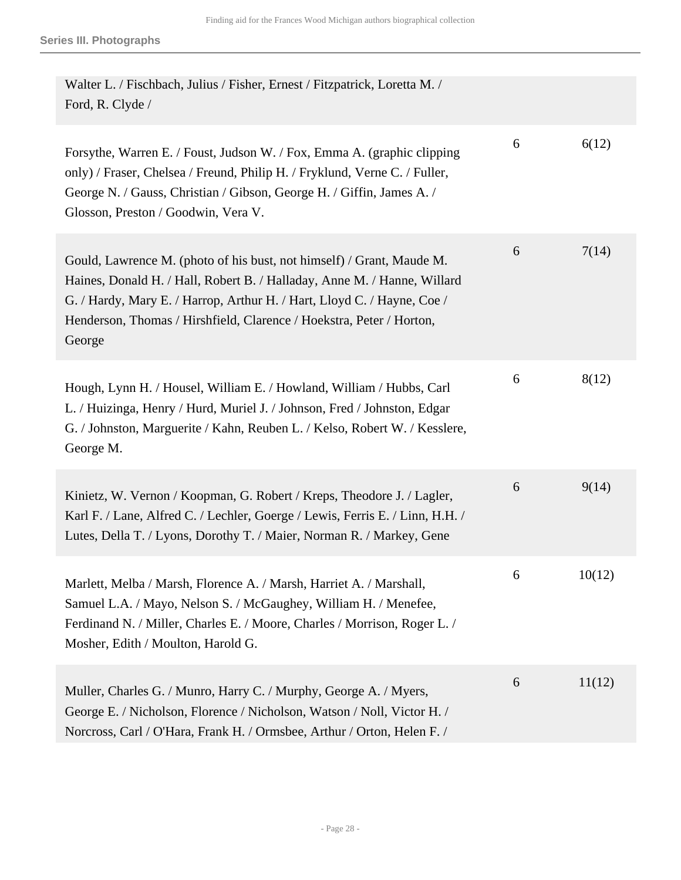| | | |
|---|---|---|
| Walter L. / Fischbach, Julius / Fisher, Ernest / Fitzpatrick, Loretta M. / Ford, R. Clyde / | | |
| Forsythe, Warren E. / Foust, Judson W. / Fox, Emma A. (graphic clipping only) / Fraser, Chelsea / Freund, Philip H. / Fryklund, Verne C. / Fuller, George N. / Gauss, Christian / Gibson, George H. / Giffin, James A. / Glosson, Preston / Goodwin, Vera V. | 6 | 6(12) |
| Gould, Lawrence M. (photo of his bust, not himself) / Grant, Maude M. Haines, Donald H. / Hall, Robert B. / Halladay, Anne M. / Hanne, Willard G. / Hardy, Mary E. / Harrop, Arthur H. / Hart, Lloyd C. / Hayne, Coe / Henderson, Thomas / Hirshfield, Clarence / Hoekstra, Peter / Horton, George | 6 | 7(14) |
| Hough, Lynn H. / Housel, William E. / Howland, William / Hubbs, Carl L. / Huizinga, Henry / Hurd, Muriel J. / Johnson, Fred / Johnston, Edgar G. / Johnston, Marguerite / Kahn, Reuben L. / Kelso, Robert W. / Kesslere, George M. | 6 | 8(12) |
| Kinietz, W. Vernon / Koopman, G. Robert / Kreps, Theodore J. / Lagler, Karl F. / Lane, Alfred C. / Lechler, Goerge / Lewis, Ferris E. / Linn, H.H. / Lutes, Della T. / Lyons, Dorothy T. / Maier, Norman R. / Markey, Gene | 6 | 9(14) |
| Marlett, Melba / Marsh, Florence A. / Marsh, Harriet A. / Marshall, Samuel L.A. / Mayo, Nelson S. / McGaughey, William H. / Menefee, Ferdinand N. / Miller, Charles E. / Moore, Charles / Morrison, Roger L. / Mosher, Edith / Moulton, Harold G. | 6 | 10(12) |
| Muller, Charles G. / Munro, Harry C. / Murphy, George A. / Myers, George E. / Nicholson, Florence / Nicholson, Watson / Noll, Victor H. / Norcross, Carl / O'Hara, Frank H. / Ormsbee, Arthur / Orton, Helen F. / | 6 | 11(12) |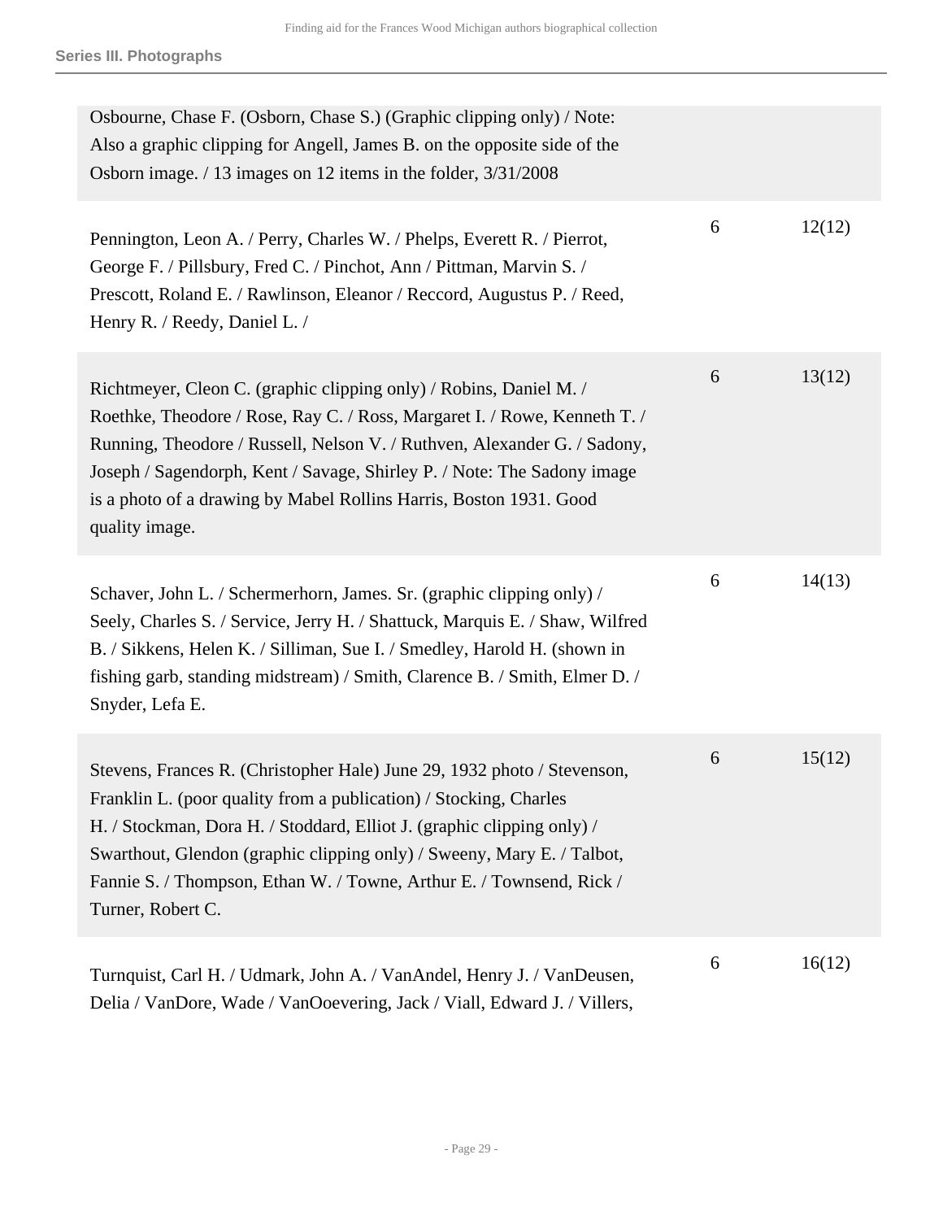**Series III. Photographs**

| | | |
|---|---|---|
| Osbourne, Chase F. (Osborn, Chase S.) (Graphic clipping only) / Note: Also a graphic clipping for Angell, James B. on the opposite side of the Osborn image. / 13 images on 12 items in the folder, 3/31/2008 | | |
| Pennington, Leon A. / Perry, Charles W. / Phelps, Everett R. / Pierrot, George F. / Pillsbury, Fred C. / Pinchot, Ann / Pittman, Marvin S. / Prescott, Roland E. / Rawlinson, Eleanor / Reccord, Augustus P. / Reed, Henry R. / Reedy, Daniel L. / | 6 | 12(12) |
| Richtmeyer, Cleon C. (graphic clipping only) / Robins, Daniel M. / Roethke, Theodore / Rose, Ray C. / Ross, Margaret I. / Rowe, Kenneth T. / Running, Theodore / Russell, Nelson V. / Ruthven, Alexander G. / Sadony, Joseph / Sagendorph, Kent / Savage, Shirley P. / Note: The Sadony image is a photo of a drawing by Mabel Rollins Harris, Boston 1931. Good quality image. | 6 | 13(12) |
| Schaver, John L. / Schermerhorn, James. Sr. (graphic clipping only) / Seely, Charles S. / Service, Jerry H. / Shattuck, Marquis E. / Shaw, Wilfred B. / Sikkens, Helen K. / Silliman, Sue I. / Smedley, Harold H. (shown in fishing garb, standing midstream) / Smith, Clarence B. / Smith, Elmer D. / Snyder, Lefa E. | 6 | 14(13) |
| Stevens, Frances R. (Christopher Hale) June 29, 1932 photo / Stevenson, Franklin L. (poor quality from a publication) / Stocking, Charles H. / Stockman, Dora H. / Stoddard, Elliot J. (graphic clipping only) / Swarthout, Glendon (graphic clipping only) / Sweeny, Mary E. / Talbot, Fannie S. / Thompson, Ethan W. / Towne, Arthur E. / Townsend, Rick / Turner, Robert C. | 6 | 15(12) |
| Turnquist, Carl H. / Udmark, John A. / VanAndel, Henry J. / VanDeusen, Delia / VanDore, Wade / VanOoevering, Jack / Viall, Edward J. / Villers, | 6 | 16(12) |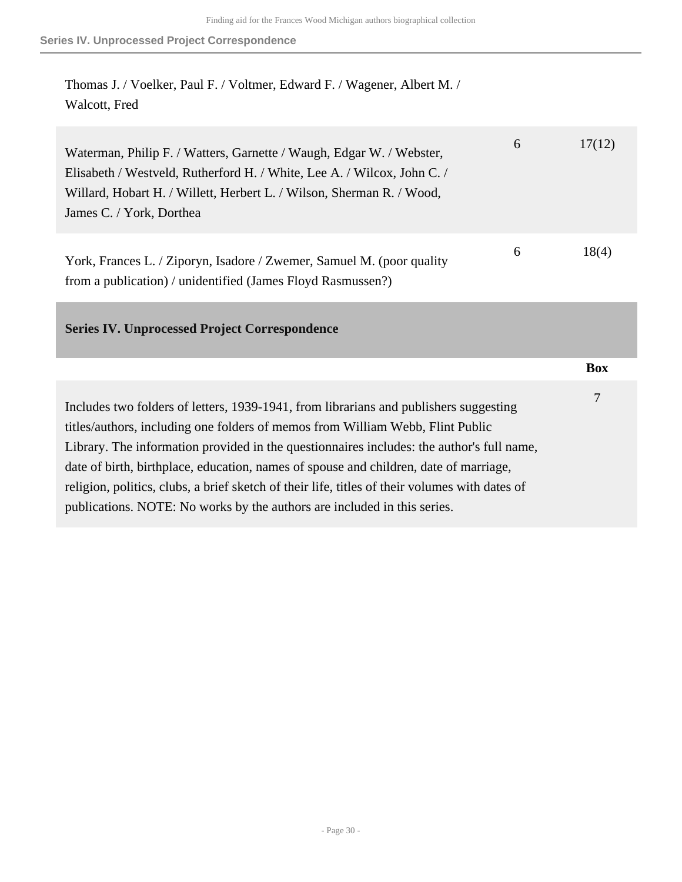| | | |
|---|---|---|
| Thomas J. / Voelker, Paul F. / Voltmer, Edward F. / Wagener, Albert M. / Walcott, Fred | | |
| Waterman, Philip F. / Watters, Garnette / Waugh, Edgar W. / Webster, Elisabeth / Westveld, Rutherford H. / White, Lee A. / Wilcox, John C. / Willard, Hobart H. / Willett, Herbert L. / Wilson, Sherman R. / Wood, James C. / York, Dorthea | 6 | 17(12) |
| York, Frances L. / Ziporyn, Isadore / Zwemer, Samuel M. (poor quality from a publication) / unidentified (James Floyd Rasmussen?) | 6 | 18(4) |

## Series IV. Unprocessed Project Correspondence

| | Box |
|---|---|
| Includes two folders of letters, 1939-1941, from librarians and publishers suggesting titles/authors, including one folders of memos from William Webb, Flint Public Library. The information provided in the questionnaires includes: the author's full name, date of birth, birthplace, education, names of spouse and children, date of marriage, religion, politics, clubs, a brief sketch of their life, titles of their volumes with dates of publications. NOTE: No works by the authors are included in this series. | 7 |